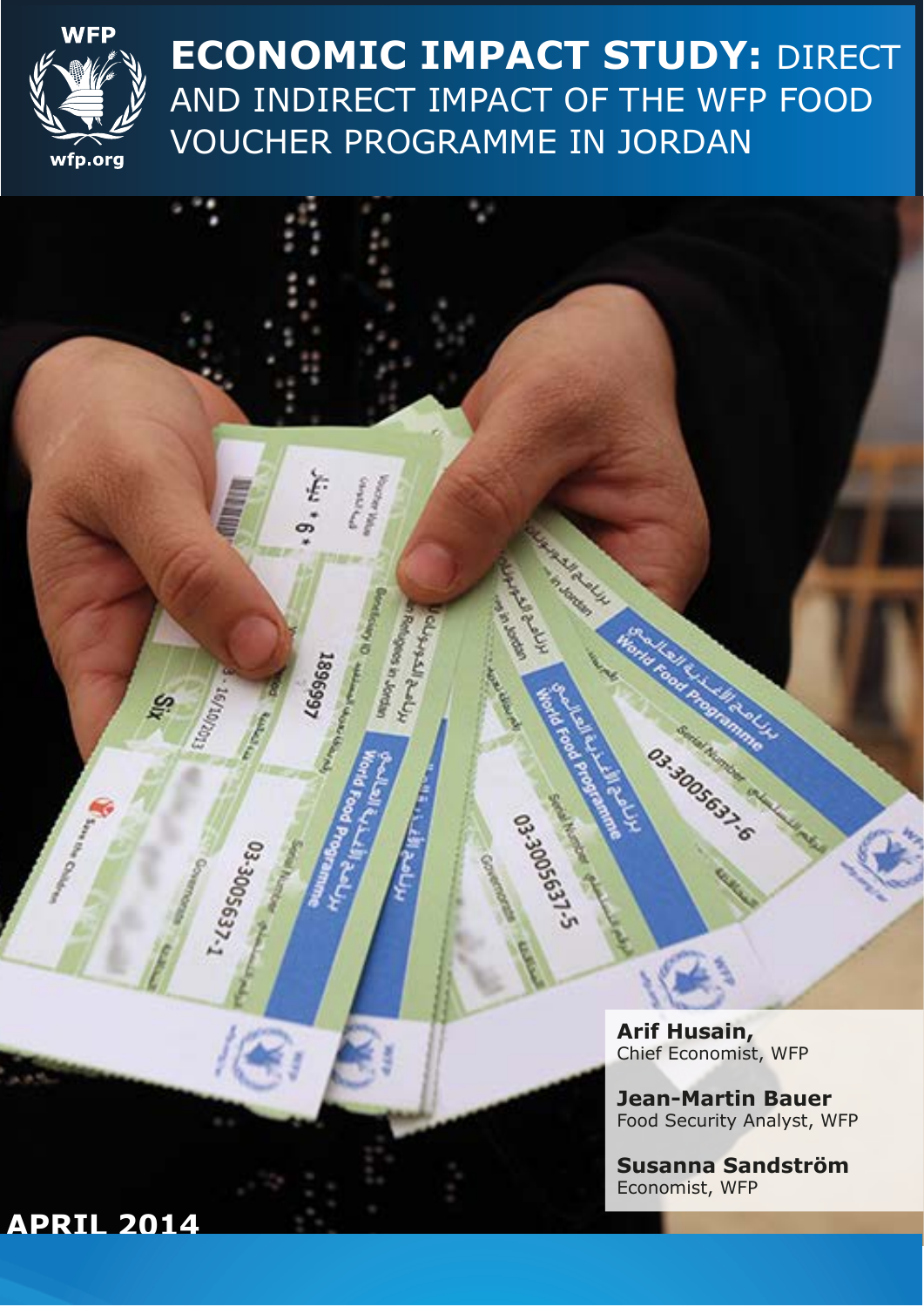WFP

wfp.org

# ECONOMIC IMPACT STUDY: DIRECT AND INDIRECT IMPACT OF THE WFP FOOD VOUCHER PROGRAMME IN JORDAN

**Arif Husain,**
Chief Economist, WFP

**Jean-Martin Bauer**
Food Security Analyst, WFP

**Susanna Sandström**
Economist, WFP

**APRIL 2014**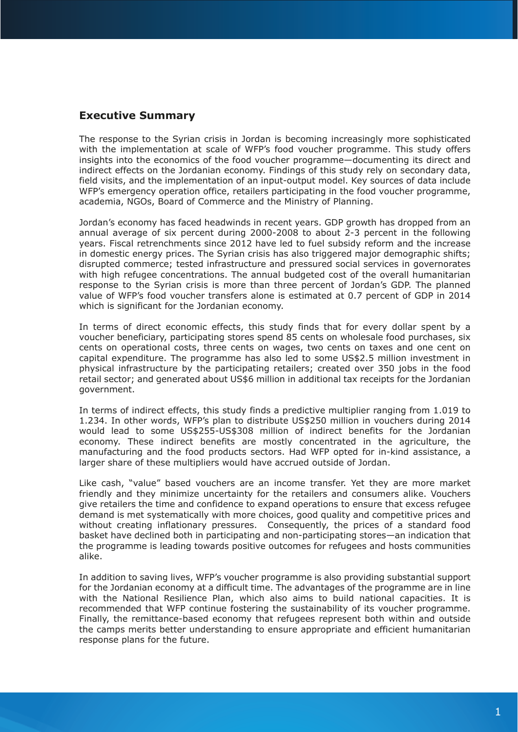## Executive Summary

The response to the Syrian crisis in Jordan is becoming increasingly more sophisticated with the implementation at scale of WFP's food voucher programme. This study offers insights into the economics of the food voucher programme—documenting its direct and indirect effects on the Jordanian economy. Findings of this study rely on secondary data, field visits, and the implementation of an input-output model. Key sources of data include WFP's emergency operation office, retailers participating in the food voucher programme, academia, NGOs, Board of Commerce and the Ministry of Planning.

Jordan's economy has faced headwinds in recent years. GDP growth has dropped from an annual average of six percent during 2000-2008 to about 2-3 percent in the following years. Fiscal retrenchments since 2012 have led to fuel subsidy reform and the increase in domestic energy prices. The Syrian crisis has also triggered major demographic shifts; disrupted commerce; tested infrastructure and pressured social services in governorates with high refugee concentrations. The annual budgeted cost of the overall humanitarian response to the Syrian crisis is more than three percent of Jordan's GDP. The planned value of WFP's food voucher transfers alone is estimated at 0.7 percent of GDP in 2014 which is significant for the Jordanian economy.

In terms of direct economic effects, this study finds that for every dollar spent by a voucher beneficiary, participating stores spend 85 cents on wholesale food purchases, six cents on operational costs, three cents on wages, two cents on taxes and one cent on capital expenditure. The programme has also led to some US$2.5 million investment in physical infrastructure by the participating retailers; created over 350 jobs in the food retail sector; and generated about US$6 million in additional tax receipts for the Jordanian government.

In terms of indirect effects, this study finds a predictive multiplier ranging from 1.019 to 1.234. In other words, WFP's plan to distribute US$250 million in vouchers during 2014 would lead to some US$255-US$308 million of indirect benefits for the Jordanian economy. These indirect benefits are mostly concentrated in the agriculture, the manufacturing and the food products sectors. Had WFP opted for in-kind assistance, a larger share of these multipliers would have accrued outside of Jordan.

Like cash, "value" based vouchers are an income transfer. Yet they are more market friendly and they minimize uncertainty for the retailers and consumers alike. Vouchers give retailers the time and confidence to expand operations to ensure that excess refugee demand is met systematically with more choices, good quality and competitive prices and without creating inflationary pressures. Consequently, the prices of a standard food basket have declined both in participating and non-participating stores—an indication that the programme is leading towards positive outcomes for refugees and hosts communities alike.

In addition to saving lives, WFP's voucher programme is also providing substantial support for the Jordanian economy at a difficult time. The advantages of the programme are in line with the National Resilience Plan, which also aims to build national capacities. It is recommended that WFP continue fostering the sustainability of its voucher programme. Finally, the remittance-based economy that refugees represent both within and outside the camps merits better understanding to ensure appropriate and efficient humanitarian response plans for the future.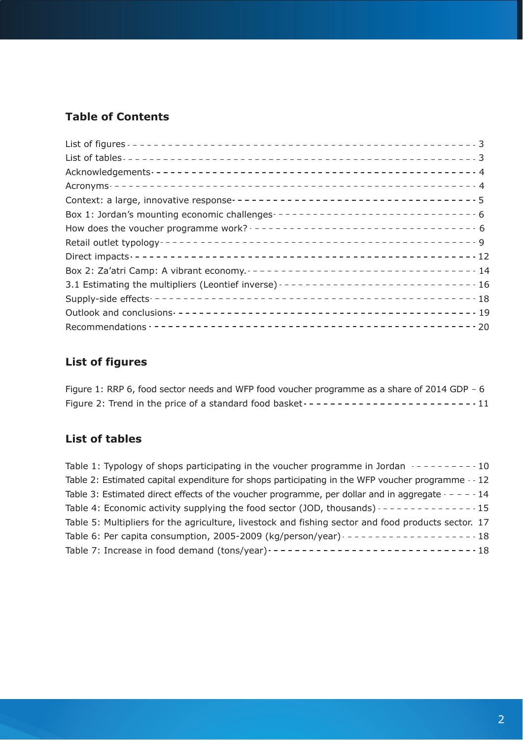## Table of Contents

List of figures - 3
List of tables - 3
Acknowledgements - 4
Acronyms - 4
Context: a large, innovative response - 5
Box 1: Jordan’s mounting economic challenges - 6
How does the voucher programme work? - 6
Retail outlet typology - 9
Direct impacts - 12
Box 2: Za’atri Camp: A vibrant economy. - 14
3.1 Estimating the multipliers (Leontief inverse) - 16
Supply-side effects - 18
Outlook and conclusions - 19
Recommendations - 20

## List of figures

Figure 1: RRP 6, food sector needs and WFP food voucher programme as a share of 2014 GDP - 6
Figure 2: Trend in the price of a standard food basket - 11

## List of tables

Table 1: Typology of shops participating in the voucher programme in Jordan - 10
Table 2: Estimated capital expenditure for shops participating in the WFP voucher programme - 12
Table 3: Estimated direct effects of the voucher programme, per dollar and in aggregate - 14
Table 4: Economic activity supplying the food sector (JOD, thousands) - 15
Table 5: Multipliers for the agriculture, livestock and fishing sector and food products sector. 17
Table 6: Per capita consumption, 2005-2009 (kg/person/year) - 18
Table 7: Increase in food demand (tons/year) - 18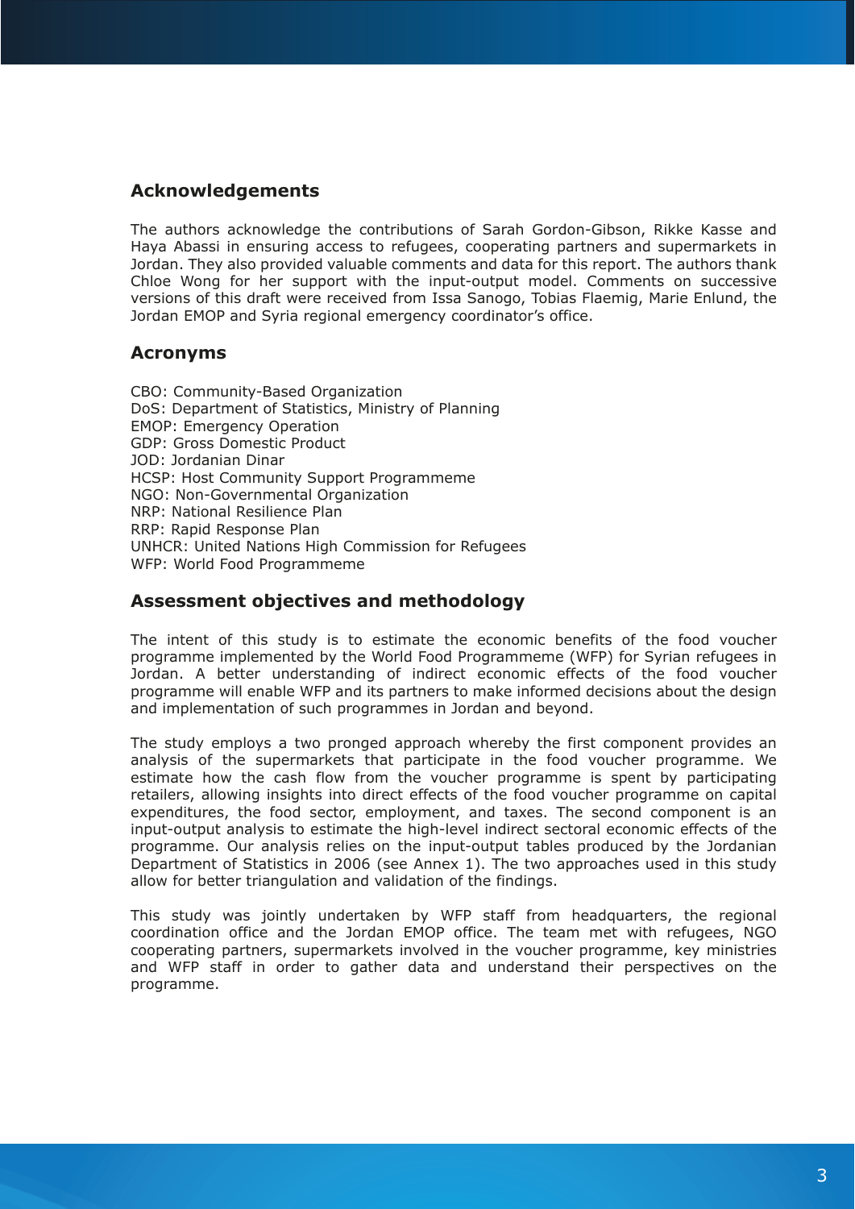## Acknowledgements

The authors acknowledge the contributions of Sarah Gordon-Gibson, Rikke Kasse and Haya Abassi in ensuring access to refugees, cooperating partners and supermarkets in Jordan. They also provided valuable comments and data for this report. The authors thank Chloe Wong for her support with the input-output model. Comments on successive versions of this draft were received from Issa Sanogo, Tobias Flaemig, Marie Enlund, the Jordan EMOP and Syria regional emergency coordinator's office.

## Acronyms

CBO: Community-Based Organization
DoS: Department of Statistics, Ministry of Planning
EMOP: Emergency Operation
GDP: Gross Domestic Product
JOD: Jordanian Dinar
HCSP: Host Community Support Programmeme
NGO: Non-Governmental Organization
NRP: National Resilience Plan
RRP: Rapid Response Plan
UNHCR: United Nations High Commission for Refugees
WFP: World Food Programmeme

## Assessment objectives and methodology

The intent of this study is to estimate the economic benefits of the food voucher programme implemented by the World Food Programmeme (WFP) for Syrian refugees in Jordan. A better understanding of indirect economic effects of the food voucher programme will enable WFP and its partners to make informed decisions about the design and implementation of such programmes in Jordan and beyond.

The study employs a two pronged approach whereby the first component provides an analysis of the supermarkets that participate in the food voucher programme. We estimate how the cash flow from the voucher programme is spent by participating retailers, allowing insights into direct effects of the food voucher programme on capital expenditures, the food sector, employment, and taxes. The second component is an input-output analysis to estimate the high-level indirect sectoral economic effects of the programme. Our analysis relies on the input-output tables produced by the Jordanian Department of Statistics in 2006 (see Annex 1). The two approaches used in this study allow for better triangulation and validation of the findings.

This study was jointly undertaken by WFP staff from headquarters, the regional coordination office and the Jordan EMOP office. The team met with refugees, NGO cooperating partners, supermarkets involved in the voucher programme, key ministries and WFP staff in order to gather data and understand their perspectives on the programme.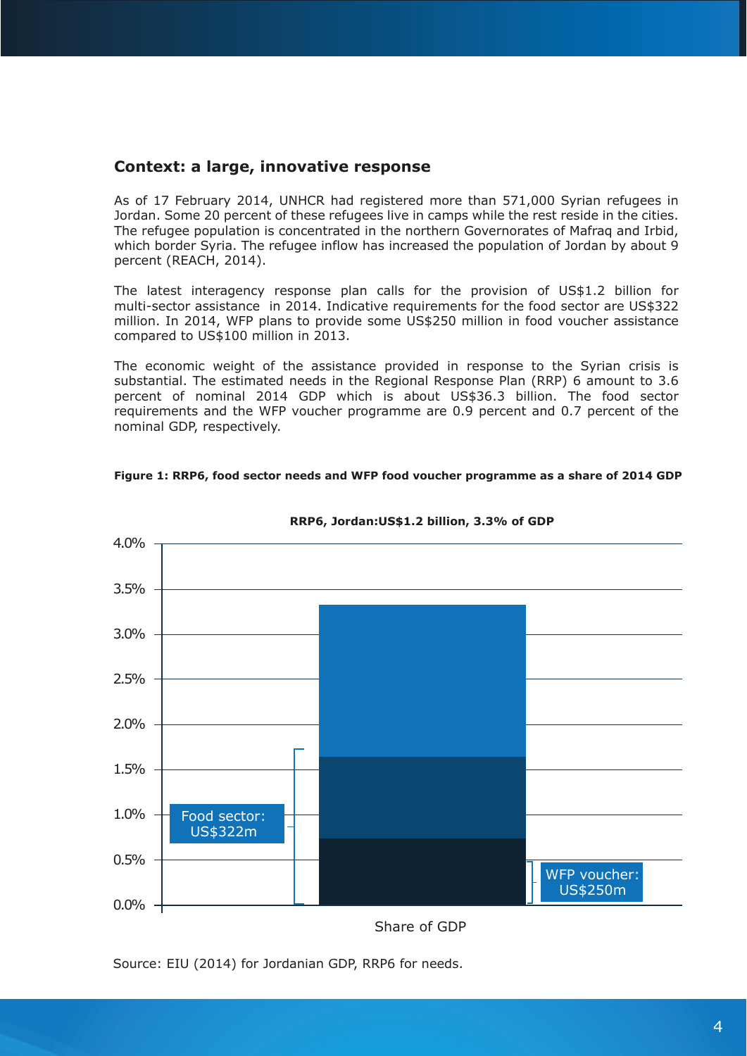## Context: a large, innovative response

As of 17 February 2014, UNHCR had registered more than 571,000 Syrian refugees in Jordan. Some 20 percent of these refugees live in camps while the rest reside in the cities. The refugee population is concentrated in the northern Governorates of Mafraq and Irbid, which border Syria. The refugee inflow has increased the population of Jordan by about 9 percent (REACH, 2014).

The latest interagency response plan calls for the provision of US$1.2 billion for multi-sector assistance in 2014. Indicative requirements for the food sector are US$322 million. In 2014, WFP plans to provide some US$250 million in food voucher assistance compared to US$100 million in 2013.

The economic weight of the assistance provided in response to the Syrian crisis is substantial. The estimated needs in the Regional Response Plan (RRP) 6 amount to 3.6 percent of nominal 2014 GDP which is about US$36.3 billion. The food sector requirements and the WFP voucher programme are 0.9 percent and 0.7 percent of the nominal GDP, respectively.

**Figure 1: RRP6, food sector needs and WFP food voucher programme as a share of 2014 GDP**

**RRP6, Jordan:US$1.2 billion, 3.3% of GDP**

Food sector: US$322m

WFP voucher: US$250m

Share of GDP

Source: EIU (2014) for Jordanian GDP, RRP6 for needs.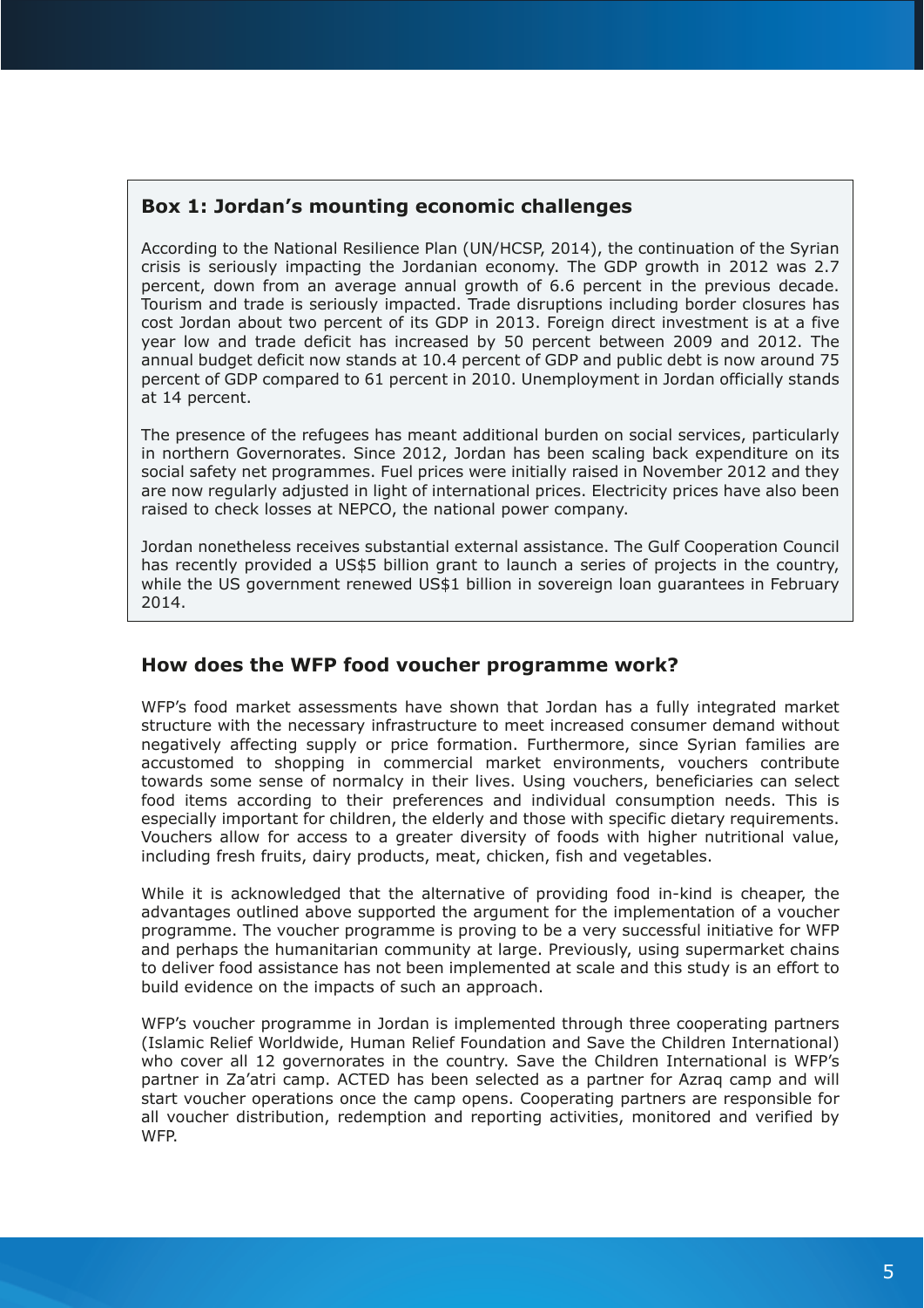### Box 1: Jordan's mounting economic challenges

According to the National Resilience Plan (UN/HCSP, 2014), the continuation of the Syrian crisis is seriously impacting the Jordanian economy. The GDP growth in 2012 was 2.7 percent, down from an average annual growth of 6.6 percent in the previous decade. Tourism and trade is seriously impacted. Trade disruptions including border closures has cost Jordan about two percent of its GDP in 2013. Foreign direct investment is at a five year low and trade deficit has increased by 50 percent between 2009 and 2012. The annual budget deficit now stands at 10.4 percent of GDP and public debt is now around 75 percent of GDP compared to 61 percent in 2010. Unemployment in Jordan officially stands at 14 percent.

The presence of the refugees has meant additional burden on social services, particularly in northern Governorates. Since 2012, Jordan has been scaling back expenditure on its social safety net programmes. Fuel prices were initially raised in November 2012 and they are now regularly adjusted in light of international prices. Electricity prices have also been raised to check losses at NEPCO, the national power company.

Jordan nonetheless receives substantial external assistance. The Gulf Cooperation Council has recently provided a US$5 billion grant to launch a series of projects in the country, while the US government renewed US$1 billion in sovereign loan guarantees in February 2014.

## How does the WFP food voucher programme work?

WFP's food market assessments have shown that Jordan has a fully integrated market structure with the necessary infrastructure to meet increased consumer demand without negatively affecting supply or price formation. Furthermore, since Syrian families are accustomed to shopping in commercial market environments, vouchers contribute towards some sense of normalcy in their lives. Using vouchers, beneficiaries can select food items according to their preferences and individual consumption needs. This is especially important for children, the elderly and those with specific dietary requirements. Vouchers allow for access to a greater diversity of foods with higher nutritional value, including fresh fruits, dairy products, meat, chicken, fish and vegetables.

While it is acknowledged that the alternative of providing food in-kind is cheaper, the advantages outlined above supported the argument for the implementation of a voucher programme. The voucher programme is proving to be a very successful initiative for WFP and perhaps the humanitarian community at large. Previously, using supermarket chains to deliver food assistance has not been implemented at scale and this study is an effort to build evidence on the impacts of such an approach.

WFP's voucher programme in Jordan is implemented through three cooperating partners (Islamic Relief Worldwide, Human Relief Foundation and Save the Children International) who cover all 12 governorates in the country. Save the Children International is WFP's partner in Za'atri camp. ACTED has been selected as a partner for Azraq camp and will start voucher operations once the camp opens. Cooperating partners are responsible for all voucher distribution, redemption and reporting activities, monitored and verified by WFP.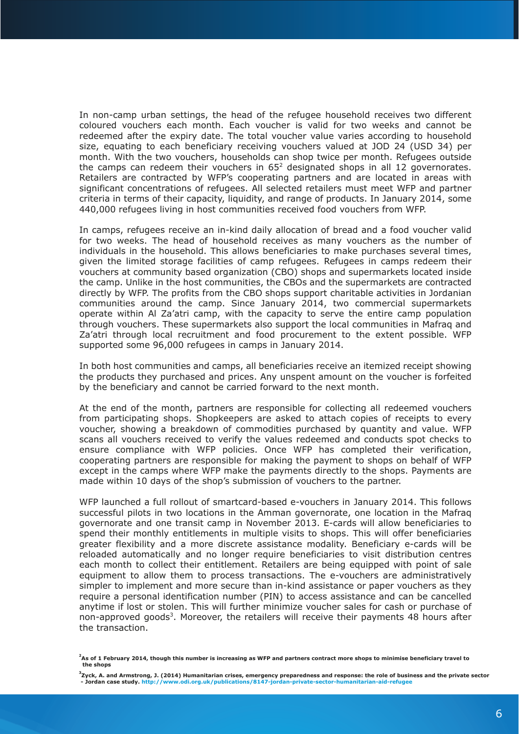In non-camp urban settings, the head of the refugee household receives two different coloured vouchers each month. Each voucher is valid for two weeks and cannot be redeemed after the expiry date. The total voucher value varies according to household size, equating to each beneficiary receiving vouchers valued at JOD 24 (USD 34) per month. With the two vouchers, households can shop twice per month. Refugees outside the camps can redeem their vouchers in 65[2] designated shops in all 12 governorates. Retailers are contracted by WFP's cooperating partners and are located in areas with significant concentrations of refugees. All selected retailers must meet WFP and partner criteria in terms of their capacity, liquidity, and range of products. In January 2014, some 440,000 refugees living in host communities received food vouchers from WFP.

In camps, refugees receive an in-kind daily allocation of bread and a food voucher valid for two weeks. The head of household receives as many vouchers as the number of individuals in the household. This allows beneficiaries to make purchases several times, given the limited storage facilities of camp refugees. Refugees in camps redeem their vouchers at community based organization (CBO) shops and supermarkets located inside the camp. Unlike in the host communities, the CBOs and the supermarkets are contracted directly by WFP. The profits from the CBO shops support charitable activities in Jordanian communities around the camp. Since January 2014, two commercial supermarkets operate within Al Za'atri camp, with the capacity to serve the entire camp population through vouchers. These supermarkets also support the local communities in Mafraq and Za'atri through local recruitment and food procurement to the extent possible. WFP supported some 96,000 refugees in camps in January 2014.

In both host communities and camps, all beneficiaries receive an itemized receipt showing the products they purchased and prices. Any unspent amount on the voucher is forfeited by the beneficiary and cannot be carried forward to the next month.

At the end of the month, partners are responsible for collecting all redeemed vouchers from participating shops. Shopkeepers are asked to attach copies of receipts to every voucher, showing a breakdown of commodities purchased by quantity and value. WFP scans all vouchers received to verify the values redeemed and conducts spot checks to ensure compliance with WFP policies. Once WFP has completed their verification, cooperating partners are responsible for making the payment to shops on behalf of WFP except in the camps where WFP make the payments directly to the shops. Payments are made within 10 days of the shop's submission of vouchers to the partner.

WFP launched a full rollout of smartcard-based e-vouchers in January 2014. This follows successful pilots in two locations in the Amman governorate, one location in the Mafraq governorate and one transit camp in November 2013. E-cards will allow beneficiaries to spend their monthly entitlements in multiple visits to shops. This will offer beneficiaries greater flexibility and a more discrete assistance modality. Beneficiary e-cards will be reloaded automatically and no longer require beneficiaries to visit distribution centres each month to collect their entitlement. Retailers are being equipped with point of sale equipment to allow them to process transactions. The e-vouchers are administratively simpler to implement and more secure than in-kind assistance or paper vouchers as they require a personal identification number (PIN) to access assistance and can be cancelled anytime if lost or stolen. This will further minimize voucher sales for cash or purchase of non-approved goods[3]. Moreover, the retailers will receive their payments 48 hours after the transaction.

**[2] As of 1 February 2014, though this number is increasing as WFP and partners contract more shops to minimise beneficiary travel to the shops**

**[3] Zyck, A. and Armstrong, J. (2014) Humanitarian crises, emergency preparedness and response: the role of business and the private sector - Jordan case study. http://www.odi.org.uk/publications/8147-jordan-private-sector-humanitarian-aid-refugee**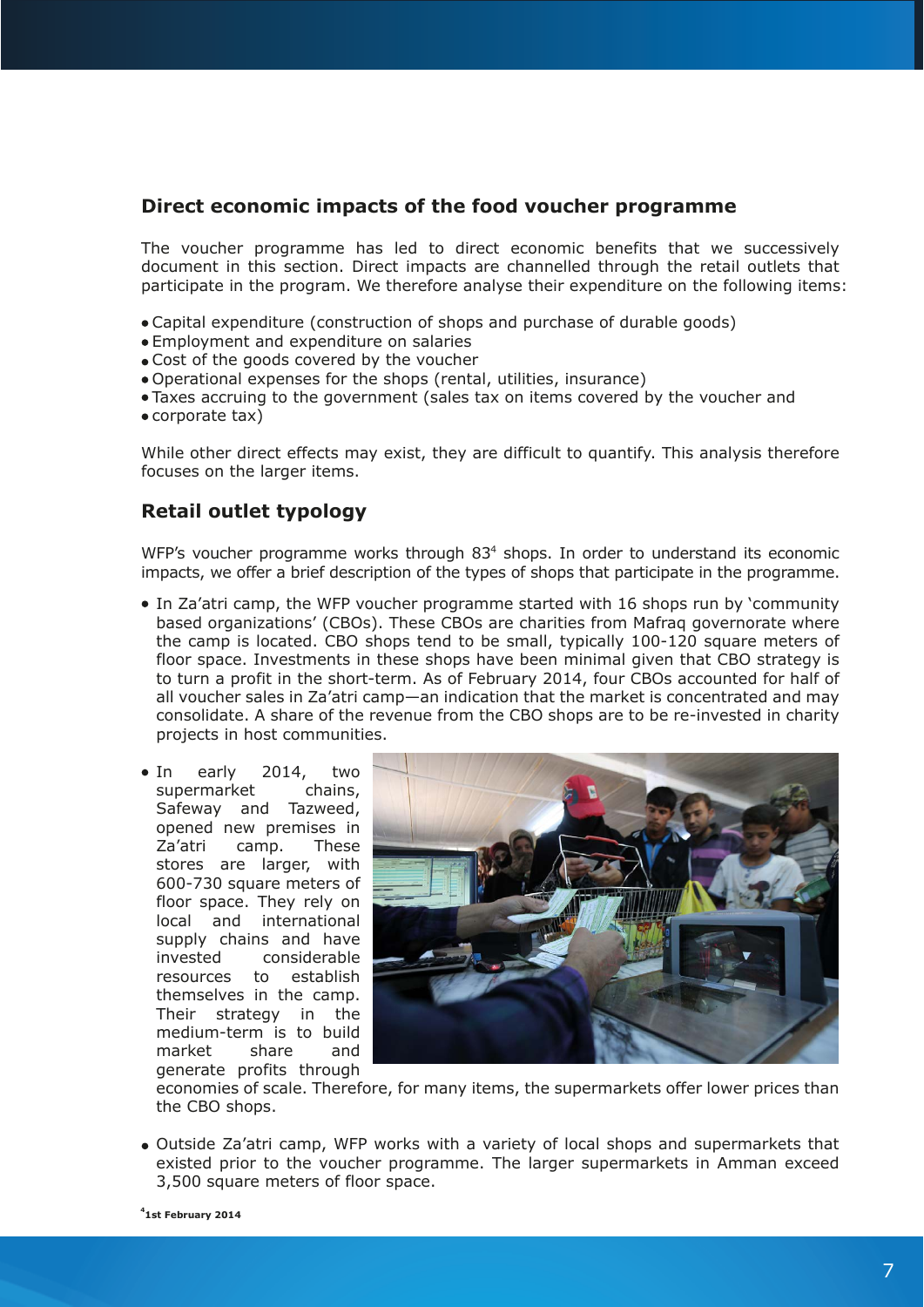## Direct economic impacts of the food voucher programme

The voucher programme has led to direct economic benefits that we successively document in this section. Direct impacts are channelled through the retail outlets that participate in the program. We therefore analyse their expenditure on the following items:

- Capital expenditure (construction of shops and purchase of durable goods)
- Employment and expenditure on salaries
- Cost of the goods covered by the voucher
- Operational expenses for the shops (rental, utilities, insurance)
- Taxes accruing to the government (sales tax on items covered by the voucher and
- corporate tax)

While other direct effects may exist, they are difficult to quantify. This analysis therefore focuses on the larger items.

## Retail outlet typology

WFP's voucher programme works through 83[4] shops. In order to understand its economic impacts, we offer a brief description of the types of shops that participate in the programme.

- In Za'atri camp, the WFP voucher programme started with 16 shops run by 'community based organizations' (CBOs). These CBOs are charities from Mafraq governorate where the camp is located. CBO shops tend to be small, typically 100-120 square meters of floor space. Investments in these shops have been minimal given that CBO strategy is to turn a profit in the short-term. As of February 2014, four CBOs accounted for half of all voucher sales in Za'atri camp—an indication that the market is concentrated and may consolidate. A share of the revenue from the CBO shops are to be re-invested in charity projects in host communities.

- In early 2014, two supermarket chains, Safeway and Tazweed, opened new premises in Za'atri camp. These stores are larger, with 600-730 square meters of floor space. They rely on local and international supply chains and have invested considerable resources to establish themselves in the camp. Their strategy in the medium-term is to build market share and generate profits through economies of scale. Therefore, for many items, the supermarkets offer lower prices than the CBO shops.

- Outside Za'atri camp, WFP works with a variety of local shops and supermarkets that existed prior to the voucher programme. The larger supermarkets in Amman exceed 3,500 square meters of floor space.

[4] 1st February 2014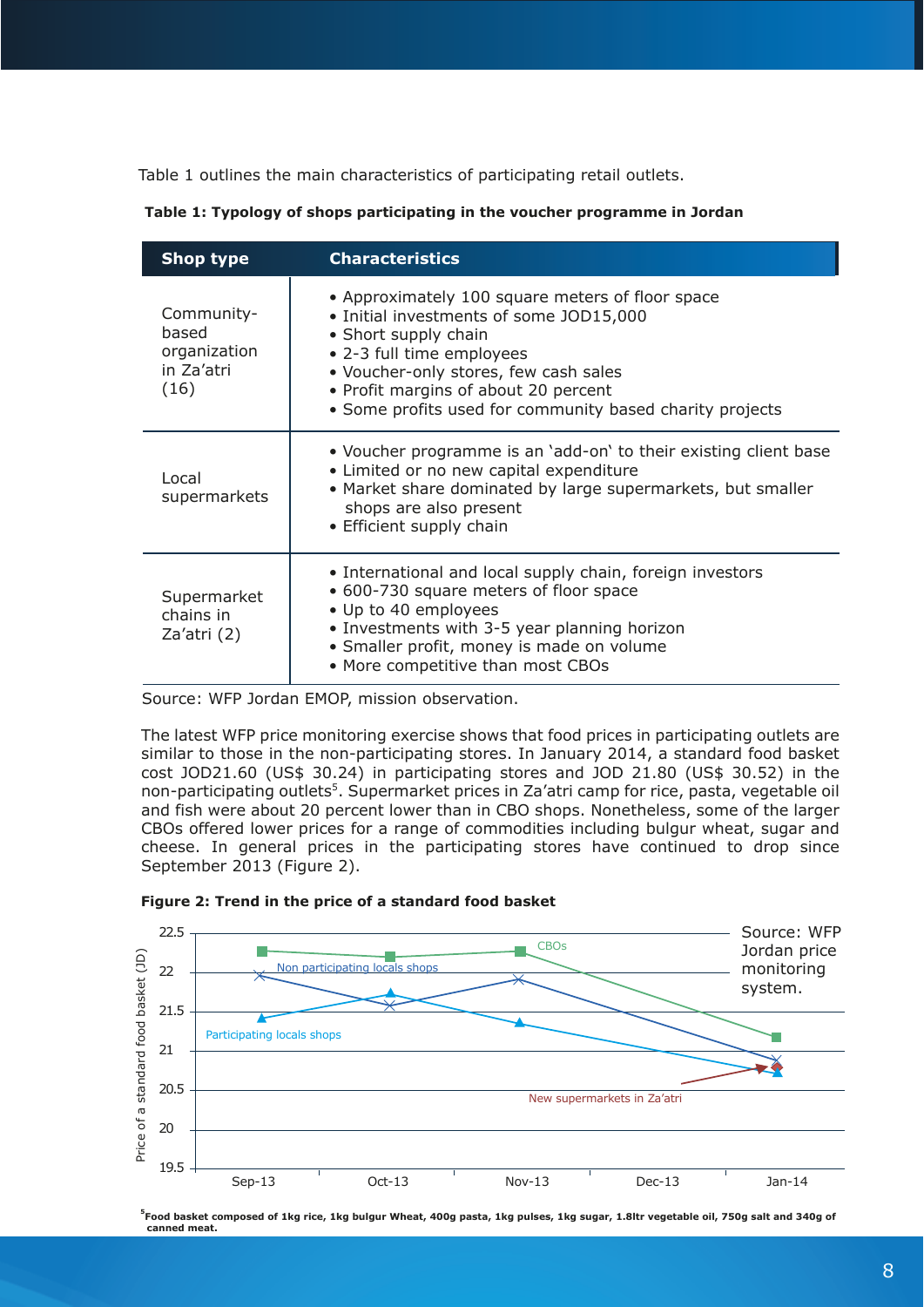Table 1 outlines the main characteristics of participating retail outlets.

**Table 1: Typology of shops participating in the voucher programme in Jordan**

| Shop type | Characteristics |
|---|---|
| Community-based organization in Za'atri (16) | • Approximately 100 square meters of floor space<br>• Initial investments of some JOD15,000<br>• Short supply chain<br>• 2-3 full time employees<br>• Voucher-only stores, few cash sales<br>• Profit margins of about 20 percent<br>• Some profits used for community based charity projects |
| Local supermarkets | • Voucher programme is an 'add-on' to their existing client base<br>• Limited or no new capital expenditure<br>• Market share dominated by large supermarkets, but smaller shops are also present<br>• Efficient supply chain |
| Supermarket chains in Za'atri (2) | • International and local supply chain, foreign investors<br>• 600-730 square meters of floor space<br>• Up to 40 employees<br>• Investments with 3-5 year planning horizon<br>• Smaller profit, money is made on volume<br>• More competitive than most CBOs |

Source: WFP Jordan EMOP, mission observation.

The latest WFP price monitoring exercise shows that food prices in participating outlets are similar to those in the non-participating stores. In January 2014, a standard food basket cost JOD21.60 (US$ 30.24) in participating stores and JOD 21.80 (US$ 30.52) in the non-participating outlets[5]. Supermarket prices in Za'atri camp for rice, pasta, vegetable oil and fish were about 20 percent lower than in CBO shops. Nonetheless, some of the larger CBOs offered lower prices for a range of commodities including bulgur wheat, sugar and cheese. In general prices in the participating stores have continued to drop since September 2013 (Figure 2).

**Figure 2: Trend in the price of a standard food basket**

Source: WFP Jordan price monitoring system.

[5]Food basket composed of 1kg rice, 1kg bulgur Wheat, 400g pasta, 1kg pulses, 1kg sugar, 1.8ltr vegetable oil, 750g salt and 340g of canned meat.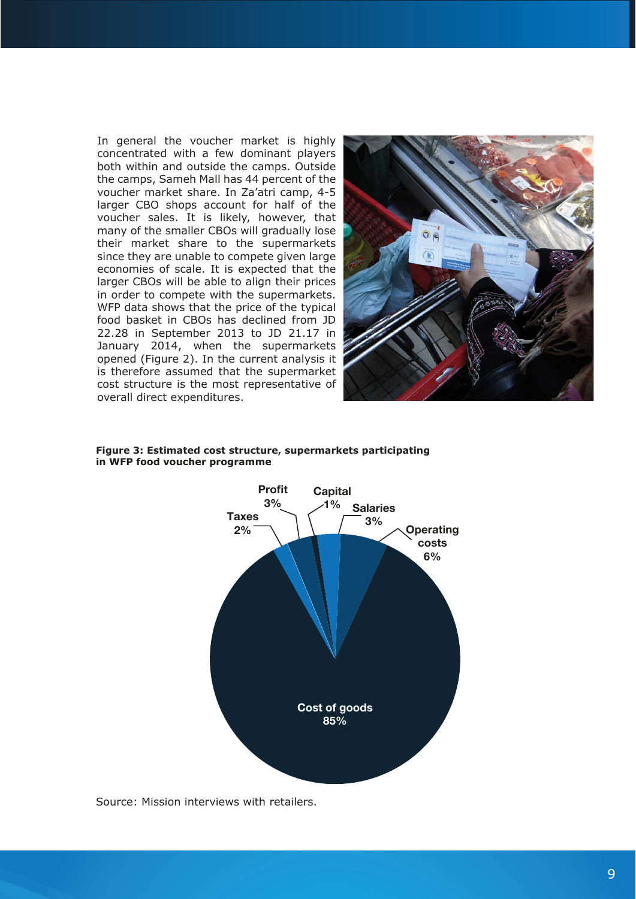In general the voucher market is highly concentrated with a few dominant players both within and outside the camps. Outside the camps, Sameh Mall has 44 percent of the voucher market share. In Za'atri camp, 4-5 larger CBO shops account for half of the voucher sales. It is likely, however, that many of the smaller CBOs will gradually lose their market share to the supermarkets since they are unable to compete given large economies of scale. It is expected that the larger CBOs will be able to align their prices in order to compete with the supermarkets. WFP data shows that the price of the typical food basket in CBOs has declined from JD 22.28 in September 2013 to JD 21.17 in January 2014, when the supermarkets opened (Figure 2). In the current analysis it is therefore assumed that the supermarket cost structure is the most representative of overall direct expenditures.

**Figure 3: Estimated cost structure, supermarkets participating in WFP food voucher programme**

| Component | Share |
|---|---|
| Cost of goods | 85% |
| Operating costs | 6% |
| Salaries | 3% |
| Capital | 1% |
| Profit | 3% |
| Taxes | 2% |

Source: Mission interviews with retailers.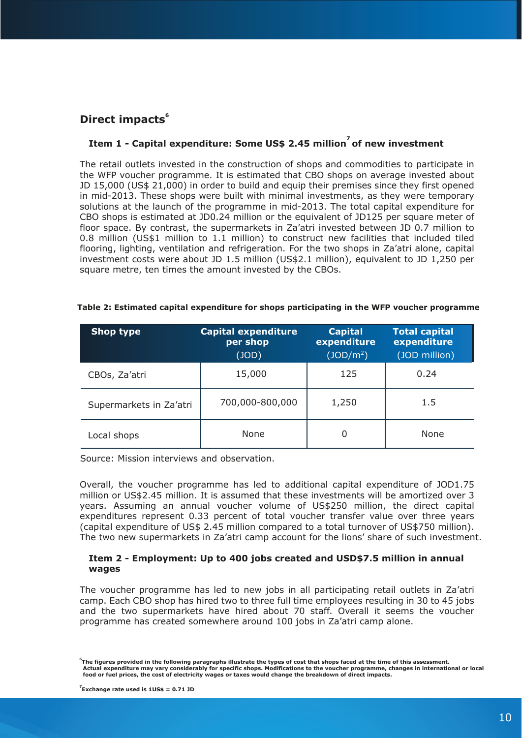## Direct impacts[6]

### Item 1 - Capital expenditure: Some US$ 2.45 million[7] of new investment

The retail outlets invested in the construction of shops and commodities to participate in the WFP voucher programme. It is estimated that CBO shops on average invested about JD 15,000 (US$ 21,000) in order to build and equip their premises since they first opened in mid-2013. These shops were built with minimal investments, as they were temporary solutions at the launch of the programme in mid-2013. The total capital expenditure for CBO shops is estimated at JD0.24 million or the equivalent of JD125 per square meter of floor space. By contrast, the supermarkets in Za'atri invested between JD 0.7 million to 0.8 million (US$1 million to 1.1 million) to construct new facilities that included tiled flooring, lighting, ventilation and refrigeration. For the two shops in Za'atri alone, capital investment costs were about JD 1.5 million (US$2.1 million), equivalent to JD 1,250 per square metre, ten times the amount invested by the CBOs.

**Table 2: Estimated capital expenditure for shops participating in the WFP voucher programme**

| Shop type | Capital expenditure per shop (JOD) | Capital expenditure (JOD/m$^2$) | Total capital expenditure (JOD million) |
|---|---|---|---|
| CBOs, Za'atri | 15,000 | 125 | 0.24 |
| Supermarkets in Za'atri | 700,000-800,000 | 1,250 | 1.5 |
| Local shops | None | 0 | None |

Source: Mission interviews and observation.

Overall, the voucher programme has led to additional capital expenditure of JOD1.75 million or US$2.45 million. It is assumed that these investments will be amortized over 3 years. Assuming an annual voucher volume of US$250 million, the direct capital expenditures represent 0.33 percent of total voucher transfer value over three years (capital expenditure of US$ 2.45 million compared to a total turnover of US$750 million). The two new supermarkets in Za'atri camp account for the lions' share of such investment.

### Item 2 - Employment: Up to 400 jobs created and USD$7.5 million in annual wages

The voucher programme has led to new jobs in all participating retail outlets in Za'atri camp. Each CBO shop has hired two to three full time employees resulting in 30 to 45 jobs and the two supermarkets have hired about 70 staff. Overall it seems the voucher programme has created somewhere around 100 jobs in Za'atri camp alone.

[6] The figures provided in the following paragraphs illustrate the types of cost that shops faced at the time of this assessment. Actual expenditure may vary considerably for specific shops. Modifications to the voucher programme, changes in international or local food or fuel prices, the cost of electricity wages or taxes would change the breakdown of direct impacts.

[7] Exchange rate used is 1US$ = 0.71 JD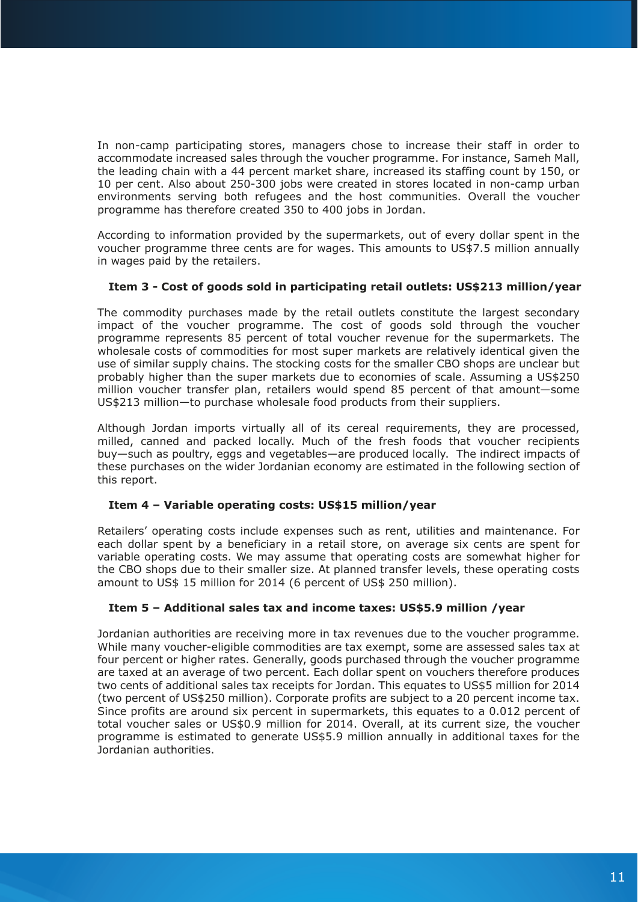In non-camp participating stores, managers chose to increase their staff in order to accommodate increased sales through the voucher programme. For instance, Sameh Mall, the leading chain with a 44 percent market share, increased its staffing count by 150, or 10 per cent. Also about 250-300 jobs were created in stores located in non-camp urban environments serving both refugees and the host communities. Overall the voucher programme has therefore created 350 to 400 jobs in Jordan.

According to information provided by the supermarkets, out of every dollar spent in the voucher programme three cents are for wages. This amounts to US$7.5 million annually in wages paid by the retailers.

**Item 3 - Cost of goods sold in participating retail outlets: US$213 million/year**

The commodity purchases made by the retail outlets constitute the largest secondary impact of the voucher programme. The cost of goods sold through the voucher programme represents 85 percent of total voucher revenue for the supermarkets. The wholesale costs of commodities for most super markets are relatively identical given the use of similar supply chains. The stocking costs for the smaller CBO shops are unclear but probably higher than the super markets due to economies of scale. Assuming a US$250 million voucher transfer plan, retailers would spend 85 percent of that amount—some US$213 million—to purchase wholesale food products from their suppliers.

Although Jordan imports virtually all of its cereal requirements, they are processed, milled, canned and packed locally. Much of the fresh foods that voucher recipients buy—such as poultry, eggs and vegetables—are produced locally. The indirect impacts of these purchases on the wider Jordanian economy are estimated in the following section of this report.

**Item 4 – Variable operating costs: US$15 million/year**

Retailers' operating costs include expenses such as rent, utilities and maintenance. For each dollar spent by a beneficiary in a retail store, on average six cents are spent for variable operating costs. We may assume that operating costs are somewhat higher for the CBO shops due to their smaller size. At planned transfer levels, these operating costs amount to US$ 15 million for 2014 (6 percent of US$ 250 million).

**Item 5 – Additional sales tax and income taxes: US$5.9 million /year**

Jordanian authorities are receiving more in tax revenues due to the voucher programme. While many voucher-eligible commodities are tax exempt, some are assessed sales tax at four percent or higher rates. Generally, goods purchased through the voucher programme are taxed at an average of two percent. Each dollar spent on vouchers therefore produces two cents of additional sales tax receipts for Jordan. This equates to US$5 million for 2014 (two percent of US$250 million). Corporate profits are subject to a 20 percent income tax. Since profits are around six percent in supermarkets, this equates to a 0.012 percent of total voucher sales or US$0.9 million for 2014. Overall, at its current size, the voucher programme is estimated to generate US$5.9 million annually in additional taxes for the Jordanian authorities.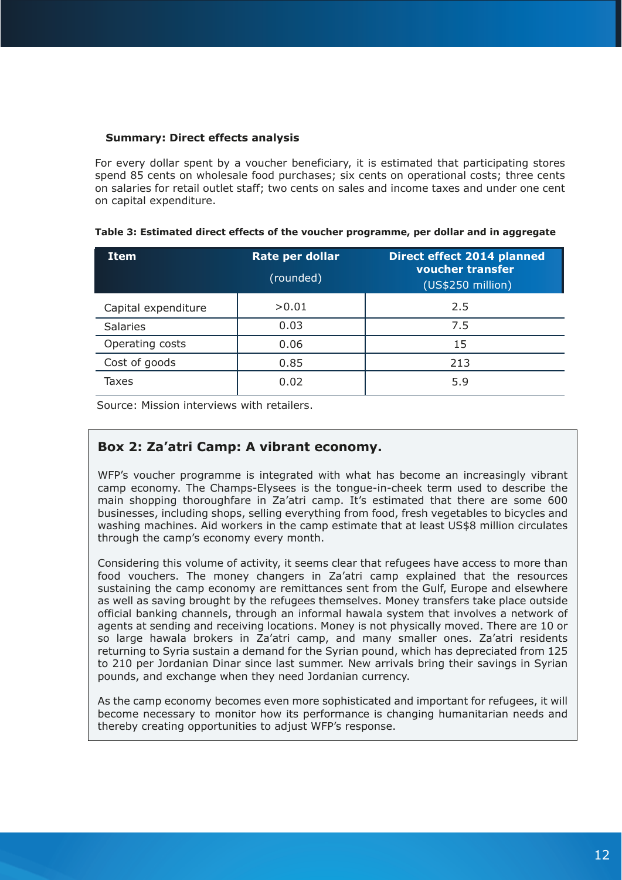**Summary: Direct effects analysis**

For every dollar spent by a voucher beneficiary, it is estimated that participating stores spend 85 cents on wholesale food purchases; six cents on operational costs; three cents on salaries for retail outlet staff; two cents on sales and income taxes and under one cent on capital expenditure.

**Table 3: Estimated direct effects of the voucher programme, per dollar and in aggregate**

| Item | Rate per dollar (rounded) | Direct effect 2014 planned voucher transfer (US$250 million) |
|---|---|---|
| Capital expenditure | >0.01 | 2.5 |
| Salaries | 0.03 | 7.5 |
| Operating costs | 0.06 | 15 |
| Cost of goods | 0.85 | 213 |
| Taxes | 0.02 | 5.9 |

Source: Mission interviews with retailers.

### Box 2: Za'atri Camp: A vibrant economy.

WFP's voucher programme is integrated with what has become an increasingly vibrant camp economy. The Champs-Elysees is the tongue-in-cheek term used to describe the main shopping thoroughfare in Za'atri camp. It's estimated that there are some 600 businesses, including shops, selling everything from food, fresh vegetables to bicycles and washing machines. Aid workers in the camp estimate that at least US$8 million circulates through the camp's economy every month.

Considering this volume of activity, it seems clear that refugees have access to more than food vouchers. The money changers in Za'atri camp explained that the resources sustaining the camp economy are remittances sent from the Gulf, Europe and elsewhere as well as saving brought by the refugees themselves. Money transfers take place outside official banking channels, through an informal hawala system that involves a network of agents at sending and receiving locations. Money is not physically moved. There are 10 or so large hawala brokers in Za'atri camp, and many smaller ones. Za'atri residents returning to Syria sustain a demand for the Syrian pound, which has depreciated from 125 to 210 per Jordanian Dinar since last summer. New arrivals bring their savings in Syrian pounds, and exchange when they need Jordanian currency.

As the camp economy becomes even more sophisticated and important for refugees, it will become necessary to monitor how its performance is changing humanitarian needs and thereby creating opportunities to adjust WFP's response.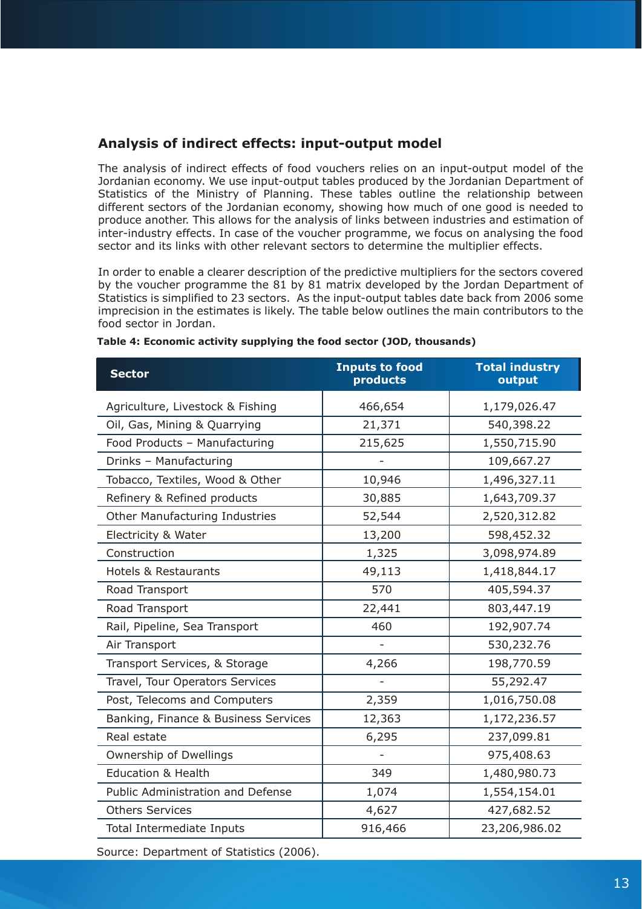## Analysis of indirect effects: input-output model

The analysis of indirect effects of food vouchers relies on an input-output model of the Jordanian economy. We use input-output tables produced by the Jordanian Department of Statistics of the Ministry of Planning. These tables outline the relationship between different sectors of the Jordanian economy, showing how much of one good is needed to produce another. This allows for the analysis of links between industries and estimation of inter-industry effects. In case of the voucher programme, we focus on analysing the food sector and its links with other relevant sectors to determine the multiplier effects.

In order to enable a clearer description of the predictive multipliers for the sectors covered by the voucher programme the 81 by 81 matrix developed by the Jordan Department of Statistics is simplified to 23 sectors. As the input-output tables date back from 2006 some imprecision in the estimates is likely. The table below outlines the main contributors to the food sector in Jordan.

**Table 4: Economic activity supplying the food sector (JOD, thousands)**

| Sector | Inputs to food products | Total industry output |
|---|---|---|
| Agriculture, Livestock & Fishing | 466,654 | 1,179,026.47 |
| Oil, Gas, Mining & Quarrying | 21,371 | 540,398.22 |
| Food Products – Manufacturing | 215,625 | 1,550,715.90 |
| Drinks – Manufacturing | - | 109,667.27 |
| Tobacco, Textiles, Wood & Other | 10,946 | 1,496,327.11 |
| Refinery & Refined products | 30,885 | 1,643,709.37 |
| Other Manufacturing Industries | 52,544 | 2,520,312.82 |
| Electricity & Water | 13,200 | 598,452.32 |
| Construction | 1,325 | 3,098,974.89 |
| Hotels & Restaurants | 49,113 | 1,418,844.17 |
| Road Transport | 570 | 405,594.37 |
| Road Transport | 22,441 | 803,447.19 |
| Rail, Pipeline, Sea Transport | 460 | 192,907.74 |
| Air Transport | - | 530,232.76 |
| Transport Services, & Storage | 4,266 | 198,770.59 |
| Travel, Tour Operators Services | - | 55,292.47 |
| Post, Telecoms and Computers | 2,359 | 1,016,750.08 |
| Banking, Finance & Business Services | 12,363 | 1,172,236.57 |
| Real estate | 6,295 | 237,099.81 |
| Ownership of Dwellings | - | 975,408.63 |
| Education & Health | 349 | 1,480,980.73 |
| Public Administration and Defense | 1,074 | 1,554,154.01 |
| Others Services | 4,627 | 427,682.52 |
| Total Intermediate Inputs | 916,466 | 23,206,986.02 |

Source: Department of Statistics (2006).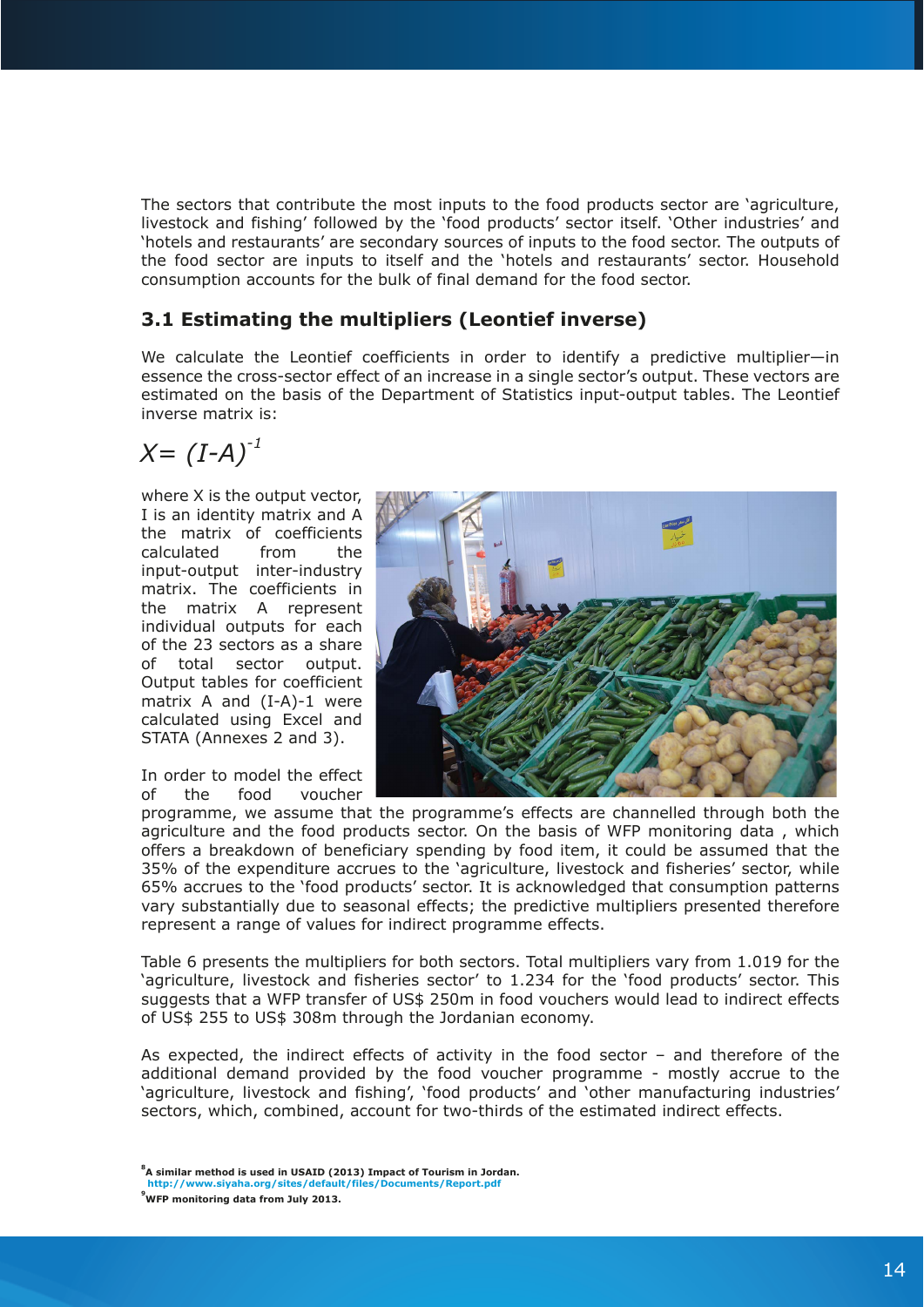The sectors that contribute the most inputs to the food products sector are 'agriculture, livestock and fishing' followed by the 'food products' sector itself. 'Other industries' and 'hotels and restaurants' are secondary sources of inputs to the food sector. The outputs of the food sector are inputs to itself and the 'hotels and restaurants' sector. Household consumption accounts for the bulk of final demand for the food sector.

### 3.1 Estimating the multipliers (Leontief inverse)

We calculate the Leontief coefficients in order to identify a predictive multiplier—in essence the cross-sector effect of an increase in a single sector's output. These vectors are estimated on the basis of the Department of Statistics input-output tables. The Leontief inverse matrix is:

$$X = (I-A)^{-1}$$

where X is the output vector, I is an identity matrix and A the matrix of coefficients calculated from the input-output inter-industry matrix. The coefficients in the matrix A represent individual outputs for each of the 23 sectors as a share of total sector output. Output tables for coefficient matrix A and (I-A)-1 were calculated using Excel and STATA (Annexes 2 and 3).

In order to model the effect of the food voucher programme, we assume that the programme's effects are channelled through both the agriculture and the food products sector. On the basis of WFP monitoring data , which offers a breakdown of beneficiary spending by food item, it could be assumed that the 35% of the expenditure accrues to the 'agriculture, livestock and fisheries' sector, while 65% accrues to the 'food products' sector. It is acknowledged that consumption patterns vary substantially due to seasonal effects; the predictive multipliers presented therefore represent a range of values for indirect programme effects.

Table 6 presents the multipliers for both sectors. Total multipliers vary from 1.019 for the 'agriculture, livestock and fisheries sector' to 1.234 for the 'food products' sector. This suggests that a WFP transfer of US$ 250m in food vouchers would lead to indirect effects of US$ 255 to US$ 308m through the Jordanian economy.

As expected, the indirect effects of activity in the food sector – and therefore of the additional demand provided by the food voucher programme - mostly accrue to the 'agriculture, livestock and fishing', 'food products' and 'other manufacturing industries' sectors, which, combined, account for two-thirds of the estimated indirect effects.

**[8] A similar method is used in USAID (2013) Impact of Tourism in Jordan.**
**http://www.siyaha.org/sites/default/files/Documents/Report.pdf**

**[9] WFP monitoring data from July 2013.**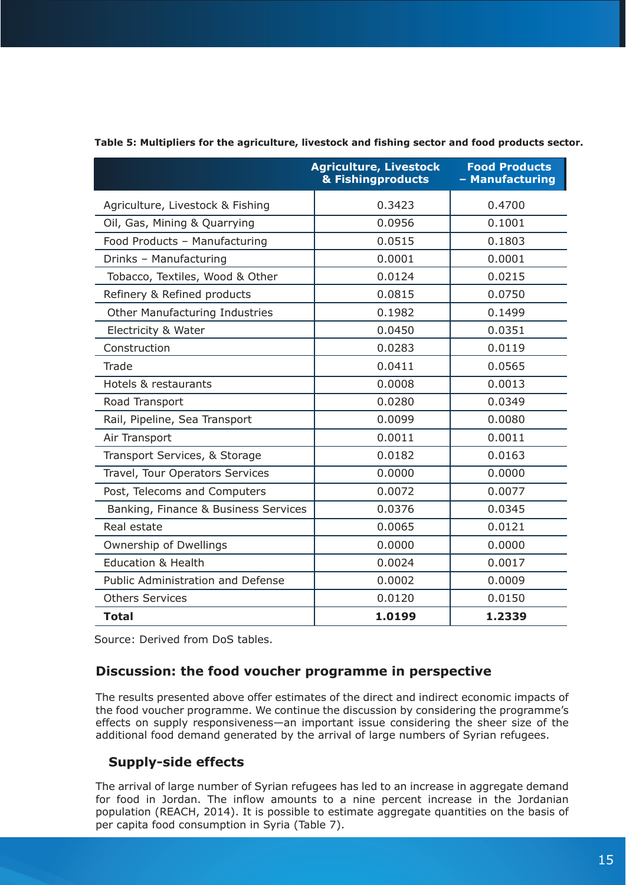**Table 5: Multipliers for the agriculture, livestock and fishing sector and food products sector.**

| | Agriculture, Livestock & Fishingproducts | Food Products – Manufacturing |
|---|---|---|
| Agriculture, Livestock & Fishing | 0.3423 | 0.4700 |
| Oil, Gas, Mining & Quarrying | 0.0956 | 0.1001 |
| Food Products – Manufacturing | 0.0515 | 0.1803 |
| Drinks – Manufacturing | 0.0001 | 0.0001 |
| Tobacco, Textiles, Wood & Other | 0.0124 | 0.0215 |
| Refinery & Refined products | 0.0815 | 0.0750 |
| Other Manufacturing Industries | 0.1982 | 0.1499 |
| Electricity & Water | 0.0450 | 0.0351 |
| Construction | 0.0283 | 0.0119 |
| Trade | 0.0411 | 0.0565 |
| Hotels & restaurants | 0.0008 | 0.0013 |
| Road Transport | 0.0280 | 0.0349 |
| Rail, Pipeline, Sea Transport | 0.0099 | 0.0080 |
| Air Transport | 0.0011 | 0.0011 |
| Transport Services, & Storage | 0.0182 | 0.0163 |
| Travel, Tour Operators Services | 0.0000 | 0.0000 |
| Post, Telecoms and Computers | 0.0072 | 0.0077 |
| Banking, Finance & Business Services | 0.0376 | 0.0345 |
| Real estate | 0.0065 | 0.0121 |
| Ownership of Dwellings | 0.0000 | 0.0000 |
| Education & Health | 0.0024 | 0.0017 |
| Public Administration and Defense | 0.0002 | 0.0009 |
| Others Services | 0.0120 | 0.0150 |
| **Total** | **1.0199** | **1.2339** |

Source: Derived from DoS tables.

## Discussion: the food voucher programme in perspective

The results presented above offer estimates of the direct and indirect economic impacts of the food voucher programme. We continue the discussion by considering the programme's effects on supply responsiveness—an important issue considering the sheer size of the additional food demand generated by the arrival of large numbers of Syrian refugees.

### Supply-side effects

The arrival of large number of Syrian refugees has led to an increase in aggregate demand for food in Jordan. The inflow amounts to a nine percent increase in the Jordanian population (REACH, 2014). It is possible to estimate aggregate quantities on the basis of per capita food consumption in Syria (Table 7).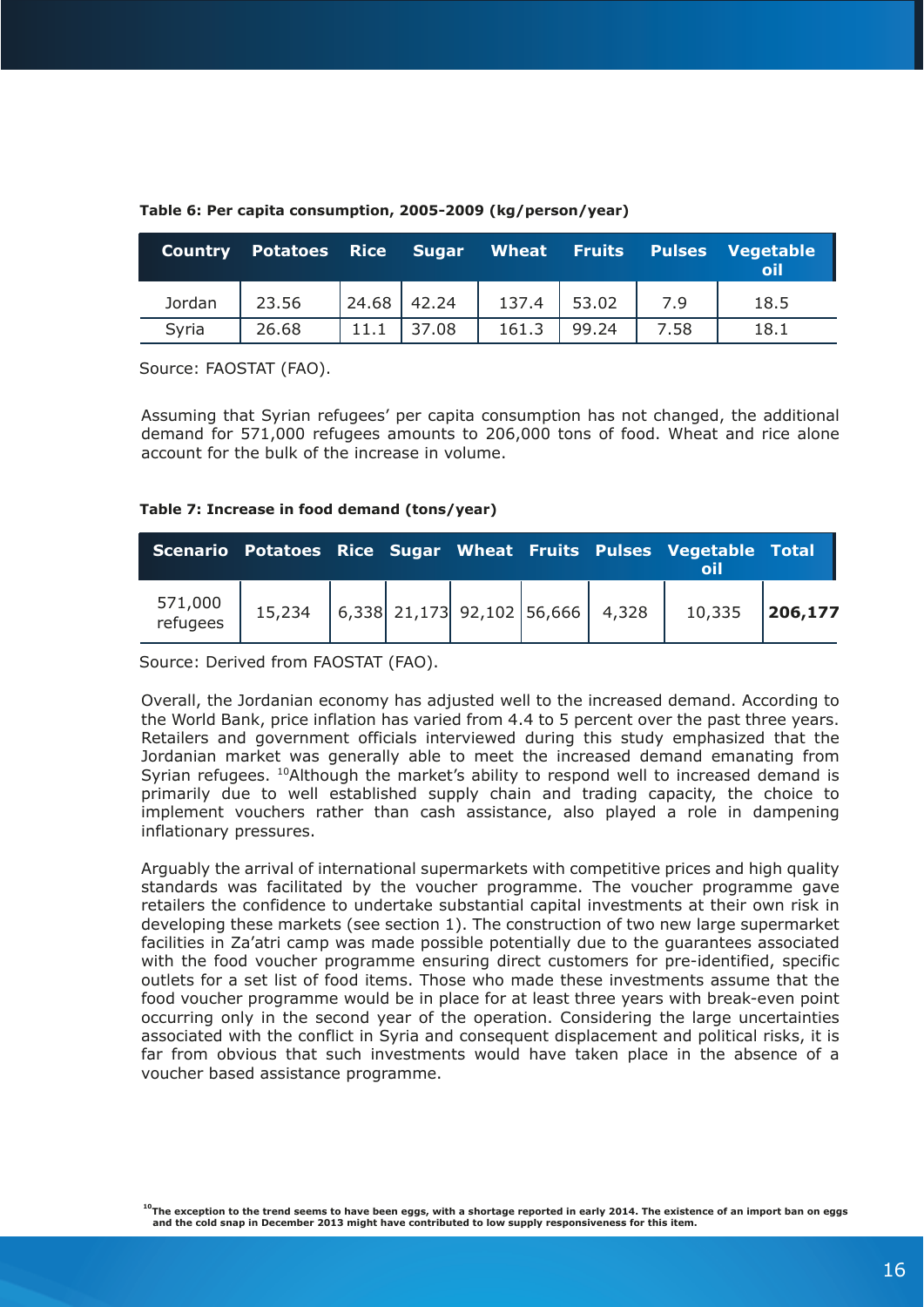**Table 6: Per capita consumption, 2005-2009 (kg/person/year)**

| Country | Potatoes | Rice | Sugar | Wheat | Fruits | Pulses | Vegetable oil |
|---|---|---|---|---|---|---|---|
| Jordan | 23.56 | 24.68 | 42.24 | 137.4 | 53.02 | 7.9 | 18.5 |
| Syria | 26.68 | 11.1 | 37.08 | 161.3 | 99.24 | 7.58 | 18.1 |

Source: FAOSTAT (FAO).

Assuming that Syrian refugees' per capita consumption has not changed, the additional demand for 571,000 refugees amounts to 206,000 tons of food. Wheat and rice alone account for the bulk of the increase in volume.

**Table 7: Increase in food demand (tons/year)**

| Scenario | Potatoes | Rice | Sugar | Wheat | Fruits | Pulses | Vegetable oil | Total |
|---|---|---|---|---|---|---|---|---|
| 571,000 refugees | 15,234 | 6,338 | 21,173 | 92,102 | 56,666 | 4,328 | 10,335 | **206,177** |

Source: Derived from FAOSTAT (FAO).

Overall, the Jordanian economy has adjusted well to the increased demand. According to the World Bank, price inflation has varied from 4.4 to 5 percent over the past three years. Retailers and government officials interviewed during this study emphasized that the Jordanian market was generally able to meet the increased demand emanating from Syrian refugees. [10]Although the market's ability to respond well to increased demand is primarily due to well established supply chain and trading capacity, the choice to implement vouchers rather than cash assistance, also played a role in dampening inflationary pressures.

Arguably the arrival of international supermarkets with competitive prices and high quality standards was facilitated by the voucher programme. The voucher programme gave retailers the confidence to undertake substantial capital investments at their own risk in developing these markets (see section 1). The construction of two new large supermarket facilities in Za'atri camp was made possible potentially due to the guarantees associated with the food voucher programme ensuring direct customers for pre-identified, specific outlets for a set list of food items. Those who made these investments assume that the food voucher programme would be in place for at least three years with break-even point occurring only in the second year of the operation. Considering the large uncertainties associated with the conflict in Syria and consequent displacement and political risks, it is far from obvious that such investments would have taken place in the absence of a voucher based assistance programme.

[10] The exception to the trend seems to have been eggs, with a shortage reported in early 2014. The existence of an import ban on eggs and the cold snap in December 2013 might have contributed to low supply responsiveness for this item.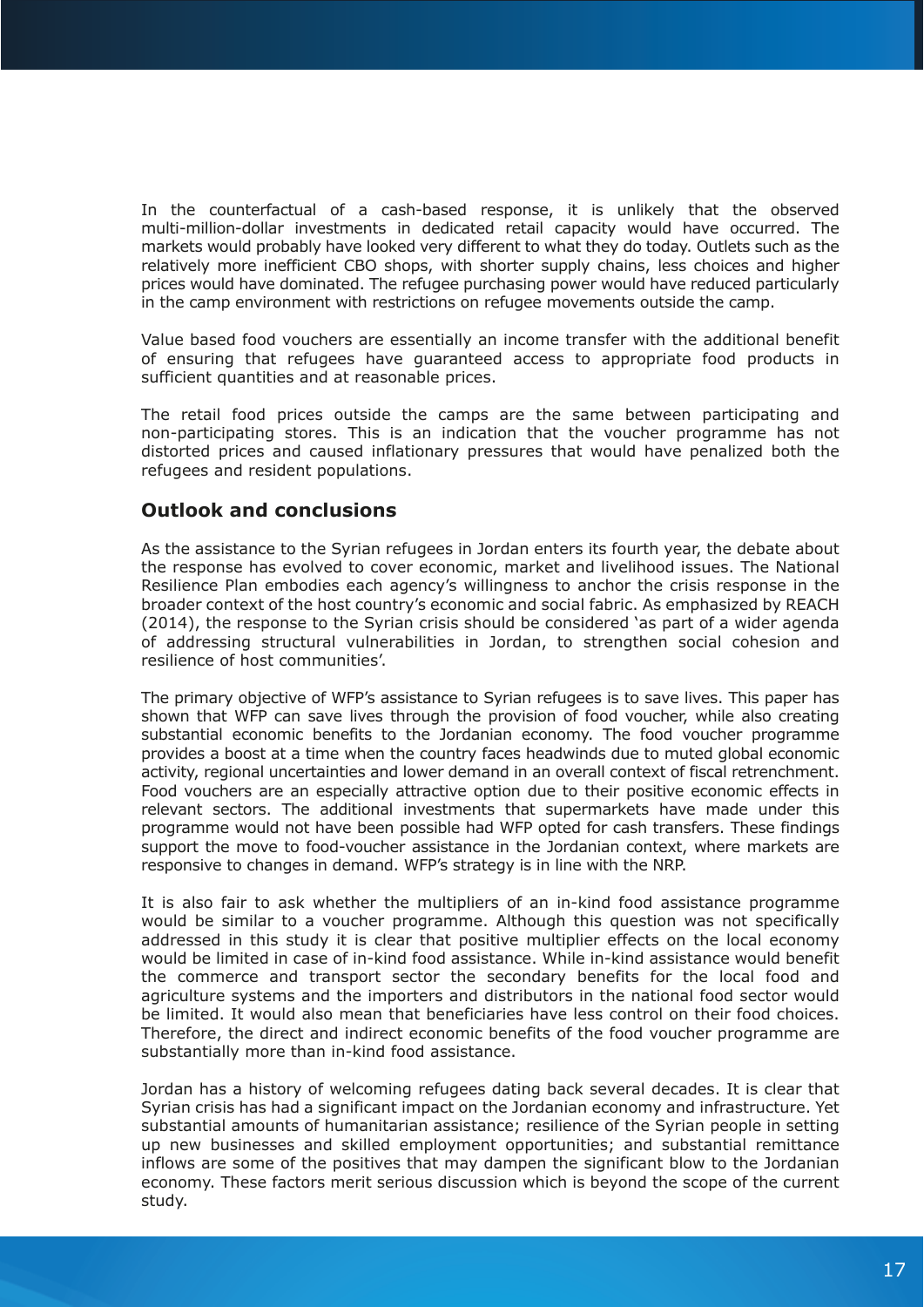In the counterfactual of a cash-based response, it is unlikely that the observed multi-million-dollar investments in dedicated retail capacity would have occurred. The markets would probably have looked very different to what they do today. Outlets such as the relatively more inefficient CBO shops, with shorter supply chains, less choices and higher prices would have dominated. The refugee purchasing power would have reduced particularly in the camp environment with restrictions on refugee movements outside the camp.

Value based food vouchers are essentially an income transfer with the additional benefit of ensuring that refugees have guaranteed access to appropriate food products in sufficient quantities and at reasonable prices.

The retail food prices outside the camps are the same between participating and non-participating stores. This is an indication that the voucher programme has not distorted prices and caused inflationary pressures that would have penalized both the refugees and resident populations.

## Outlook and conclusions

As the assistance to the Syrian refugees in Jordan enters its fourth year, the debate about the response has evolved to cover economic, market and livelihood issues. The National Resilience Plan embodies each agency's willingness to anchor the crisis response in the broader context of the host country's economic and social fabric. As emphasized by REACH (2014), the response to the Syrian crisis should be considered 'as part of a wider agenda of addressing structural vulnerabilities in Jordan, to strengthen social cohesion and resilience of host communities'.

The primary objective of WFP's assistance to Syrian refugees is to save lives. This paper has shown that WFP can save lives through the provision of food voucher, while also creating substantial economic benefits to the Jordanian economy. The food voucher programme provides a boost at a time when the country faces headwinds due to muted global economic activity, regional uncertainties and lower demand in an overall context of fiscal retrenchment. Food vouchers are an especially attractive option due to their positive economic effects in relevant sectors. The additional investments that supermarkets have made under this programme would not have been possible had WFP opted for cash transfers. These findings support the move to food-voucher assistance in the Jordanian context, where markets are responsive to changes in demand. WFP's strategy is in line with the NRP.

It is also fair to ask whether the multipliers of an in-kind food assistance programme would be similar to a voucher programme. Although this question was not specifically addressed in this study it is clear that positive multiplier effects on the local economy would be limited in case of in-kind food assistance. While in-kind assistance would benefit the commerce and transport sector the secondary benefits for the local food and agriculture systems and the importers and distributors in the national food sector would be limited. It would also mean that beneficiaries have less control on their food choices. Therefore, the direct and indirect economic benefits of the food voucher programme are substantially more than in-kind food assistance.

Jordan has a history of welcoming refugees dating back several decades. It is clear that Syrian crisis has had a significant impact on the Jordanian economy and infrastructure. Yet substantial amounts of humanitarian assistance; resilience of the Syrian people in setting up new businesses and skilled employment opportunities; and substantial remittance inflows are some of the positives that may dampen the significant blow to the Jordanian economy. These factors merit serious discussion which is beyond the scope of the current study.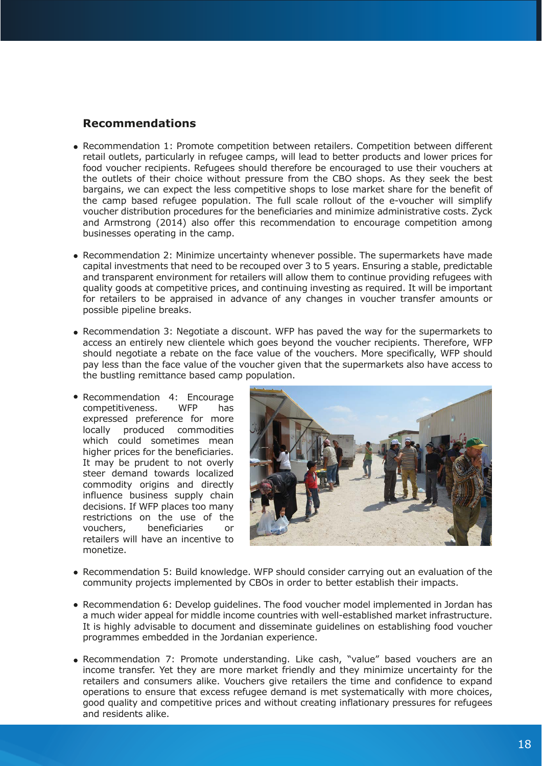## Recommendations

- Recommendation 1: Promote competition between retailers. Competition between different retail outlets, particularly in refugee camps, will lead to better products and lower prices for food voucher recipients. Refugees should therefore be encouraged to use their vouchers at the outlets of their choice without pressure from the CBO shops. As they seek the best bargains, we can expect the less competitive shops to lose market share for the benefit of the camp based refugee population. The full scale rollout of the e-voucher will simplify voucher distribution procedures for the beneficiaries and minimize administrative costs. Zyck and Armstrong (2014) also offer this recommendation to encourage competition among businesses operating in the camp.

- Recommendation 2: Minimize uncertainty whenever possible. The supermarkets have made capital investments that need to be recouped over 3 to 5 years. Ensuring a stable, predictable and transparent environment for retailers will allow them to continue providing refugees with quality goods at competitive prices, and continuing investing as required. It will be important for retailers to be appraised in advance of any changes in voucher transfer amounts or possible pipeline breaks.

- Recommendation 3: Negotiate a discount. WFP has paved the way for the supermarkets to access an entirely new clientele which goes beyond the voucher recipients. Therefore, WFP should negotiate a rebate on the face value of the vouchers. More specifically, WFP should pay less than the face value of the voucher given that the supermarkets also have access to the bustling remittance based camp population.

- Recommendation 4: Encourage competitiveness. WFP has expressed preference for more locally produced commodities which could sometimes mean higher prices for the beneficiaries. It may be prudent to not overly steer demand towards localized commodity origins and directly influence business supply chain decisions. If WFP places too many restrictions on the use of the vouchers, beneficiaries or retailers will have an incentive to monetize.

- Recommendation 5: Build knowledge. WFP should consider carrying out an evaluation of the community projects implemented by CBOs in order to better establish their impacts.

- Recommendation 6: Develop guidelines. The food voucher model implemented in Jordan has a much wider appeal for middle income countries with well-established market infrastructure. It is highly advisable to document and disseminate guidelines on establishing food voucher programmes embedded in the Jordanian experience.

- Recommendation 7: Promote understanding. Like cash, "value" based vouchers are an income transfer. Yet they are more market friendly and they minimize uncertainty for the retailers and consumers alike. Vouchers give retailers the time and confidence to expand operations to ensure that excess refugee demand is met systematically with more choices, good quality and competitive prices and without creating inflationary pressures for refugees and residents alike.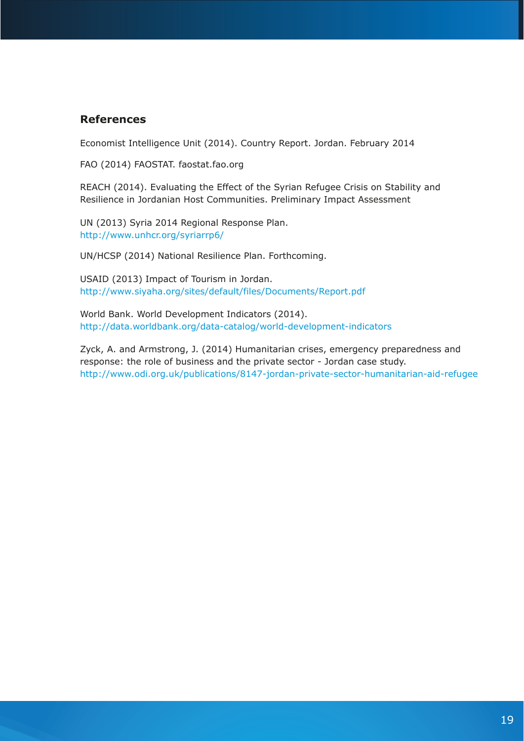## References

Economist Intelligence Unit (2014). Country Report. Jordan. February 2014

FAO (2014) FAOSTAT. faostat.fao.org

REACH (2014). Evaluating the Effect of the Syrian Refugee Crisis on Stability and Resilience in Jordanian Host Communities. Preliminary Impact Assessment

UN (2013) Syria 2014 Regional Response Plan.
http://www.unhcr.org/syriarrp6/

UN/HCSP (2014) National Resilience Plan. Forthcoming.

USAID (2013) Impact of Tourism in Jordan.
http://www.siyaha.org/sites/default/files/Documents/Report.pdf

World Bank. World Development Indicators (2014).
http://data.worldbank.org/data-catalog/world-development-indicators

Zyck, A. and Armstrong, J. (2014) Humanitarian crises, emergency preparedness and response: the role of business and the private sector - Jordan case study.
http://www.odi.org.uk/publications/8147-jordan-private-sector-humanitarian-aid-refugee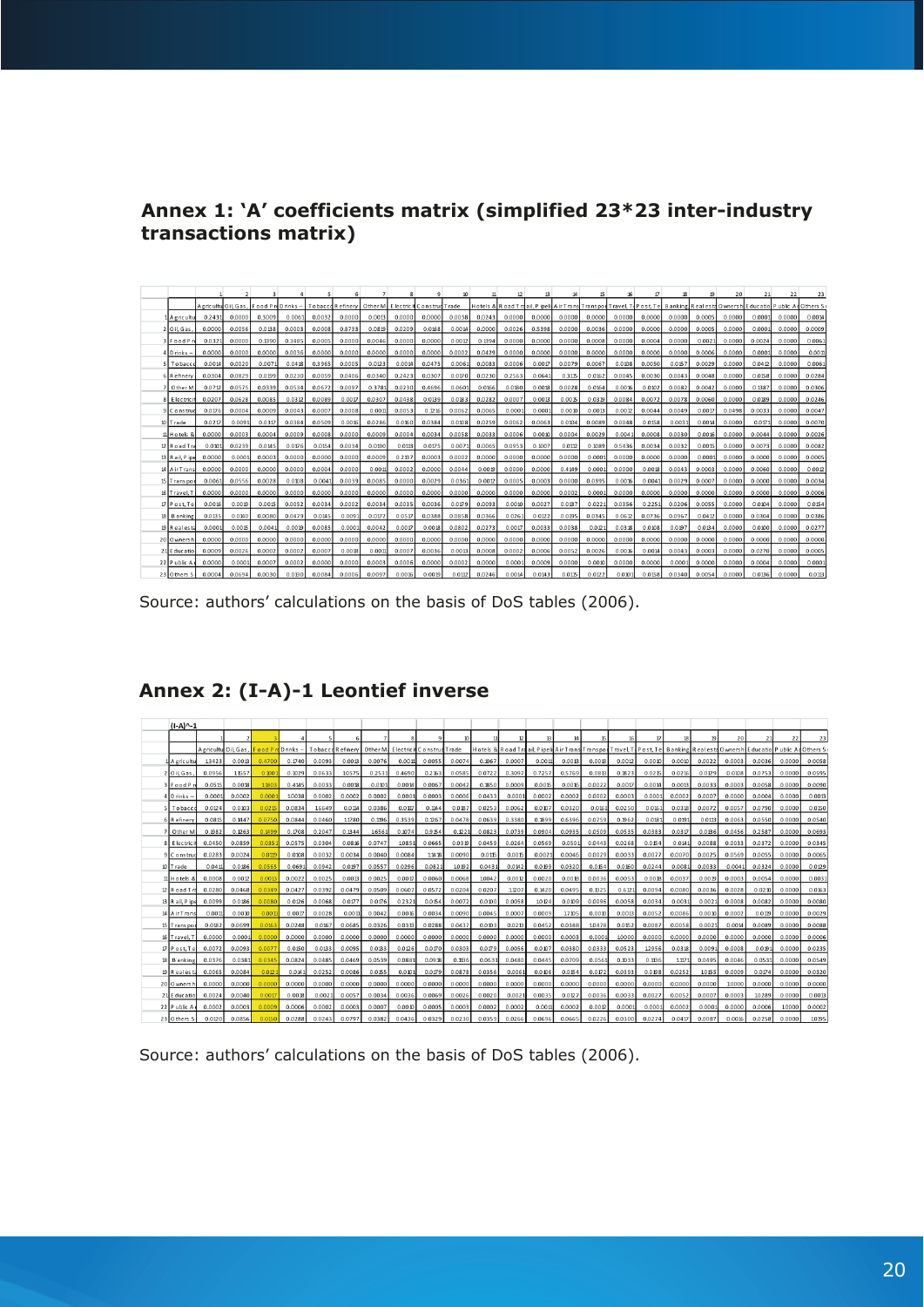## Annex 1: 'A' coefficients matrix (simplified 23*23 inter-industry transactions matrix)

| | | 1 | 2 | 3 | 4 | 5 | 6 | 7 | 8 | 9 | 10 | 11 | 12 | 13 | 14 | 15 | 16 | 17 | 18 | 19 | 20 | 21 | 22 | 23 |
|---|---|---|---|---|---|---|---|---|---|---|---|---|---|---|---|---|---|---|---|---|---|---|---|---|
| | | Agricultu | Oil, Gas, | Food Pr | Drinks – | Tobacco | Refinery | Other M | Electricit | Construc | Trade | Hotels & | Road Tra | Rail, Pipel | Air Trans | Transpo | Travel, T | Post, Te | Banking | Real esta | Ownersh | Educatio | Public Ad | Others S |
| 1 | Agricultu | 0.2431 | 0.0000 | 0.3009 | 0.0061 | 0.0032 | 0.0000 | 0.0013 | 0.0000 | 0.0000 | 0.0038 | 0.0243 | 0.0000 | 0.0000 | 0.0000 | 0.0000 | 0.0000 | 0.0000 | 0.0000 | 0.0005 | 0.0000 | 0.0001 | 0.0000 | 0.0014 |
| 2 | Oil, Gas, | 0.0000 | 0.0056 | 0.0138 | 0.0003 | 0.0008 | 0.8733 | 0.0819 | 0.0209 | 0.0168 | 0.0014 | 0.0000 | 0.0026 | 0.5398 | 0.0000 | 0.0036 | 0.0000 | 0.0000 | 0.0000 | 0.0005 | 0.0000 | 0.0001 | 0.0000 | 0.0009 |
| 3 | Food Pr | 0.0321 | 0.0000 | 0.1390 | 0.3485 | 0.0005 | 0.0000 | 0.0046 | 0.0000 | 0.0000 | 0.0012 | 0.1394 | 0.0000 | 0.0000 | 0.0000 | 0.0008 | 0.0000 | 0.0004 | 0.0000 | 0.0021 | 0.0000 | 0.0024 | 0.0000 | 0.0061 |
| 4 | Drinks – | 0.0000 | 0.0000 | 0.0000 | 0.0036 | 0.0000 | 0.0000 | 0.0000 | 0.0000 | 0.0000 | 0.0000 | 0.0429 | 0.0000 | 0.0000 | 0.0000 | 0.0000 | 0.0000 | 0.0000 | 0.0000 | 0.0006 | 0.0000 | 0.0001 | 0.0000 | 0.0011 |
| 5 | Tobacco | 0.0014 | 0.0020 | 0.0071 | 0.0418 | 0.3965 | 0.0005 | 0.0123 | 0.0014 | 0.0475 | 0.0061 | 0.0083 | 0.0006 | 0.0017 | 0.0079 | 0.0067 | 0.0108 | 0.0050 | 0.0157 | 0.0029 | 0.0000 | 0.0412 | 0.0000 | 0.0061 |
| 6 | Refinery | 0.0304 | 0.0829 | 0.0199 | 0.0230 | 0.0059 | 0.0406 | 0.0340 | 0.2423 | 0.0307 | 0.0370 | 0.0230 | 0.2563 | 0.0641 | 0.3115 | 0.0162 | 0.0045 | 0.0030 | 0.0043 | 0.0048 | 0.0000 | 0.0158 | 0.0000 | 0.0284 |
| 7 | Other M | 0.0712 | 0.0575 | 0.0330 | 0.0534 | 0.0672 | 0.0097 | 0.3781 | 0.0230 | 0.4696 | 0.0601 | 0.0166 | 0.0180 | 0.0018 | 0.0028 | 0.0164 | 0.0016 | 0.0102 | 0.0082 | 0.0042 | 0.0000 | 0.1387 | 0.0000 | 0.0306 |
| 8 | Electricit | 0.0207 | 0.0628 | 0.0085 | 0.0312 | 0.0089 | 0.0017 | 0.0307 | 0.0438 | 0.0139 | 0.0183 | 0.0282 | 0.0007 | 0.0013 | 0.0015 | 0.0319 | 0.0084 | 0.0072 | 0.0078 | 0.0060 | 0.0000 | 0.0189 | 0.0000 | 0.0246 |
| 9 | Construc | 0.0176 | 0.0004 | 0.0009 | 0.0043 | 0.0007 | 0.0008 | 0.0011 | 0.0053 | 0.1216 | 0.0062 | 0.0065 | 0.0001 | 0.0001 | 0.0010 | 0.0013 | 0.0012 | 0.0044 | 0.0049 | 0.0017 | 0.0498 | 0.0033 | 0.0000 | 0.0047 |
| 10 | Trade | 0.0217 | 0.0091 | 0.0317 | 0.0384 | 0.0509 | 0.0016 | 0.0286 | 0.0160 | 0.0384 | 0.0108 | 0.0359 | 0.0062 | 0.0063 | 0.0134 | 0.0089 | 0.0048 | 0.0158 | 0.0031 | 0.0014 | 0.0000 | 0.0171 | 0.0000 | 0.0070 |
| 11 | Hotels & | 0.0000 | 0.0003 | 0.0004 | 0.0009 | 0.0008 | 0.0000 | 0.0009 | 0.0004 | 0.0034 | 0.0058 | 0.0033 | 0.0006 | 0.0010 | 0.0004 | 0.0029 | 0.0041 | 0.0008 | 0.0030 | 0.0016 | 0.0000 | 0.0044 | 0.0000 | 0.0026 |
| 12 | Road Tra | 0.0101 | 0.0239 | 0.0145 | 0.0176 | 0.0154 | 0.0034 | 0.0172 | 0.0113 | 0.0175 | 0.0071 | 0.0065 | 0.0953 | 0.1007 | 0.0112 | 0.1089 | 0.5436 | 0.0034 | 0.0032 | 0.0015 | 0.0000 | 0.0073 | 0.0000 | 0.0082 |
| 13 | Rail, Pipe | 0.0000 | 0.0001 | 0.0003 | 0.0000 | 0.0000 | 0.0000 | 0.0009 | 0.2137 | 0.0003 | 0.0002 | 0.0000 | 0.0000 | 0.0000 | 0.0000 | 0.0001 | 0.0000 | 0.0000 | 0.0000 | 0.0001 | 0.0000 | 0.0000 | 0.0000 | 0.0005 |
| 14 | Air Trans | 0.0000 | 0.0000 | 0.0000 | 0.0000 | 0.0004 | 0.0000 | 0.0011 | 0.0002 | 0.0000 | 0.0044 | 0.0019 | 0.0000 | 0.0000 | 0.4149 | 0.0001 | 0.0000 | 0.0018 | 0.0043 | 0.0003 | 0.0000 | 0.0060 | 0.0000 | 0.0012 |
| 15 | Transpo | 0.0061 | 0.0556 | 0.0028 | 0.0108 | 0.0041 | 0.0039 | 0.0085 | 0.0000 | 0.0029 | 0.0361 | 0.0012 | 0.0005 | 0.0003 | 0.0000 | 0.0395 | 0.0016 | 0.0041 | 0.0029 | 0.0007 | 0.0000 | 0.0000 | 0.0000 | 0.0034 |
| 16 | Travel, T | 0.0000 | 0.0000 | 0.0000 | 0.0000 | 0.0000 | 0.0000 | 0.0000 | 0.0000 | 0.0000 | 0.0000 | 0.0000 | 0.0000 | 0.0000 | 0.0002 | 0.0001 | 0.0000 | 0.0000 | 0.0000 | 0.0000 | 0.0000 | 0.0000 | 0.0000 | 0.0006 |
| 17 | Post, Te | 0.0016 | 0.0019 | 0.0015 | 0.0052 | 0.0034 | 0.0002 | 0.0034 | 0.0035 | 0.0036 | 0.0179 | 0.0093 | 0.0010 | 0.0027 | 0.0187 | 0.0221 | 0.0356 | 0.2251 | 0.0206 | 0.0055 | 0.0000 | 0.0104 | 0.0000 | 0.0154 |
| 18 | Banking | 0.0135 | 0.0140 | 0.0080 | 0.0479 | 0.0145 | 0.0091 | 0.0172 | 0.0517 | 0.0388 | 0.0858 | 0.0366 | 0.0261 | 0.0122 | 0.0195 | 0.0345 | 0.0612 | 0.0736 | 0.0967 | 0.0412 | 0.0000 | 0.0304 | 0.0000 | 0.0386 |
| 19 | Real esta | 0.0001 | 0.0015 | 0.0041 | 0.0019 | 0.0085 | 0.0001 | 0.0042 | 0.0017 | 0.0018 | 0.0802 | 0.2273 | 0.0017 | 0.0033 | 0.0038 | 0.0121 | 0.0318 | 0.0108 | 0.0197 | 0.0134 | 0.0000 | 0.0100 | 0.0000 | 0.0277 |
| 20 | Ownersh | 0.0000 | 0.0000 | 0.0000 | 0.0000 | 0.0000 | 0.0000 | 0.0000 | 0.0000 | 0.0000 | 0.0000 | 0.0000 | 0.0000 | 0.0000 | 0.0000 | 0.0000 | 0.0000 | 0.0000 | 0.0000 | 0.0000 | 0.0000 | 0.0000 | 0.0000 | 0.0000 |
| 21 | Educatio | 0.0009 | 0.0026 | 0.0002 | 0.0002 | 0.0007 | 0.0018 | 0.0011 | 0.0007 | 0.0036 | 0.0013 | 0.0008 | 0.0002 | 0.0006 | 0.0052 | 0.0026 | 0.0016 | 0.0014 | 0.0043 | 0.0003 | 0.0000 | 0.0270 | 0.0000 | 0.0005 |
| 22 | Public A | 0.0000 | 0.0001 | 0.0007 | 0.0002 | 0.0000 | 0.0000 | 0.0003 | 0.0006 | 0.0000 | 0.0002 | 0.0000 | 0.0001 | 0.0009 | 0.0000 | 0.0010 | 0.0000 | 0.0000 | 0.0001 | 0.0000 | 0.0000 | 0.0004 | 0.0000 | 0.0001 |
| 23 | Others S | 0.0004 | 0.0694 | 0.0030 | 0.0130 | 0.0084 | 0.0006 | 0.0097 | 0.0016 | 0.0019 | 0.0112 | 0.0246 | 0.0014 | 0.0143 | 0.0115 | 0.0122 | 0.0101 | 0.0158 | 0.0340 | 0.0054 | 0.0000 | 0.0136 | 0.0000 | 0.0113 |

Source: authors' calculations on the basis of DoS tables (2006).

## Annex 2: (I-A)-1 Leontief inverse

| (I-A)^-1 | | 1 | 2 | 3 | 4 | 5 | 6 | 7 | 8 | 9 | 10 | 11 | 12 | 13 | 14 | 15 | 16 | 17 | 18 | 19 | 20 | 21 | 22 | 23 |
|---|---|---|---|---|---|---|---|---|---|---|---|---|---|---|---|---|---|---|---|---|---|---|---|---|
| | | Agricultu | Oil, Gas, | Food Pr | Drinks – | Tobacco | Refinery | Other M | Electricit | Construc | Trade | Hotels & | Road Tra | Rail, Pipel | Air Trans | Transpo | Travel, T | Post, Te | Banking | Real esta | Ownersh | Educatio | Public Ad | Others S |
| 1 | Agricultu | 1.3423 | 0.0013 | 0.4700 | 0.1740 | 0.0093 | 0.0013 | 0.0076 | 0.0011 | 0.0055 | 0.0074 | 0.1067 | 0.0007 | 0.0011 | 0.0013 | 0.0013 | 0.0012 | 0.0010 | 0.0010 | 0.0022 | 0.0003 | 0.0036 | 0.0000 | 0.0058 |
| 2 | Oil, Gas, | 0.0956 | 1.1557 | 0.1001 | 0.1029 | 0.0633 | 1.0575 | 0.2531 | 0.4690 | 0.2163 | 0.0585 | 0.0722 | 0.3097 | 0.7257 | 0.5769 | 0.0813 | 0.1823 | 0.0215 | 0.0216 | 0.0129 | 0.0108 | 0.0753 | 0.0000 | 0.0595 |
| 3 | Food Pr | 0.0515 | 0.0018 | 1.1803 | 0.4145 | 0.0033 | 0.0018 | 0.0101 | 0.0014 | 0.0067 | 0.0042 | 0.1850 | 0.0009 | 0.0015 | 0.0016 | 0.0022 | 0.0017 | 0.0014 | 0.0013 | 0.0033 | 0.0003 | 0.0058 | 0.0000 | 0.0090 |
| 4 | Drinks – | 0.0001 | 0.0002 | 0.0001 | 1.0038 | 0.0002 | 0.0002 | 0.0002 | 0.0001 | 0.0003 | 0.0006 | 0.0433 | 0.0001 | 0.0002 | 0.0002 | 0.0002 | 0.0003 | 0.0001 | 0.0002 | 0.0007 | 0.0000 | 0.0004 | 0.0000 | 0.0013 |
| 5 | Tobacco | 0.0124 | 0.0103 | 0.0215 | 0.0834 | 1.6649 | 0.0114 | 0.0386 | 0.0117 | 0.1144 | 0.0187 | 0.0253 | 0.0062 | 0.0107 | 0.0320 | 0.0161 | 0.0250 | 0.0161 | 0.0318 | 0.0072 | 0.0057 | 0.0790 | 0.0000 | 0.0150 |
| 6 | Refinery | 0.0815 | 0.1447 | 0.0750 | 0.0844 | 0.0460 | 1.1780 | 0.1196 | 0.3539 | 0.1267 | 0.0478 | 0.0639 | 0.3380 | 0.1899 | 0.6396 | 0.0759 | 0.1962 | 0.0181 | 0.0191 | 0.0113 | 0.0063 | 0.0550 | 0.0000 | 0.0540 |
| 7 | Other M | 0.1982 | 0.1263 | 0.1499 | 0.1708 | 0.2047 | 0.1344 | 1.6561 | 0.1074 | 0.9154 | 0.1221 | 0.0823 | 0.0739 | 0.0904 | 0.0935 | 0.0509 | 0.0535 | 0.0333 | 0.0317 | 0.0136 | 0.0456 | 0.2587 | 0.0000 | 0.0693 |
| 8 | Electricit | 0.0450 | 0.0859 | 0.0351 | 0.0575 | 0.0304 | 0.0816 | 0.0747 | 1.0851 | 0.0665 | 0.0319 | 0.0459 | 0.0264 | 0.0569 | 0.0501 | 0.0443 | 0.0268 | 0.0154 | 0.0141 | 0.0088 | 0.0033 | 0.0372 | 0.0000 | 0.0345 |
| 9 | Construc | 0.0283 | 0.0024 | 0.0029 | 0.0108 | 0.0032 | 0.0034 | 0.0040 | 0.0084 | 1.1416 | 0.0090 | 0.0115 | 0.0015 | 0.0021 | 0.0046 | 0.0029 | 0.0033 | 0.0077 | 0.0070 | 0.0025 | 0.0569 | 0.0055 | 0.0000 | 0.0065 |
| 10 | Trade | 0.0411 | 0.0186 | 0.0565 | 0.0693 | 0.0942 | 0.0197 | 0.0557 | 0.0296 | 0.0823 | 1.0192 | 0.0431 | 0.0142 | 0.0189 | 0.0320 | 0.0154 | 0.0160 | 0.0244 | 0.0081 | 0.0033 | 0.0041 | 0.0324 | 0.0000 | 0.0129 |
| 11 | Hotels & | 0.0008 | 0.0012 | 0.0013 | 0.0022 | 0.0025 | 0.0013 | 0.0025 | 0.0017 | 0.0060 | 0.0068 | 1.0042 | 0.0012 | 0.0020 | 0.0018 | 0.0036 | 0.0053 | 0.0018 | 0.0037 | 0.0019 | 0.0003 | 0.0054 | 0.0000 | 0.0031 |
| 12 | Road Tra | 0.0280 | 0.0468 | 0.0349 | 0.0427 | 0.0392 | 0.0479 | 0.0509 | 0.0607 | 0.0572 | 0.0204 | 0.0207 | 1.1207 | 0.1420 | 0.0495 | 0.1325 | 0.6123 | 0.0094 | 0.0080 | 0.0036 | 0.0028 | 0.0230 | 0.0000 | 0.0163 |
| 13 | Rail, Pipe | 0.0099 | 0.0186 | 0.0080 | 0.0126 | 0.0068 | 0.0177 | 0.0176 | 0.2321 | 0.0154 | 0.0072 | 0.0100 | 0.0058 | 1.0124 | 0.0109 | 0.0096 | 0.0058 | 0.0034 | 0.0031 | 0.0021 | 0.0008 | 0.0082 | 0.0000 | 0.0080 |
| 14 | Air Trans | 0.0011 | 0.0010 | 0.0011 | 0.0017 | 0.0028 | 0.0011 | 0.0042 | 0.0016 | 0.0034 | 0.0090 | 0.0045 | 0.0007 | 0.0009 | 1.7105 | 0.0010 | 0.0013 | 0.0052 | 0.0086 | 0.0010 | 0.0002 | 0.0119 | 0.0000 | 0.0029 |
| 15 | Transpo | 0.0182 | 0.0699 | 0.0163 | 0.0248 | 0.0167 | 0.0685 | 0.0326 | 0.0313 | 0.0288 | 0.0437 | 0.0103 | 0.0213 | 0.0452 | 0.0388 | 1.0478 | 0.0152 | 0.0087 | 0.0058 | 0.0021 | 0.0014 | 0.0089 | 0.0000 | 0.0088 |
| 16 | Travel, T | 0.0000 | 0.0001 | 0.0000 | 0.0000 | 0.0000 | 0.0001 | 0.0000 | 0.0000 | 0.0000 | 0.0000 | 0.0000 | 0.0000 | 0.0000 | 0.0003 | 0.0001 | 1.0000 | 0.0000 | 0.0000 | 0.0000 | 0.0000 | 0.0000 | 0.0000 | 0.0006 |
| 17 | Post, Te | 0.0072 | 0.0093 | 0.0077 | 0.0150 | 0.0133 | 0.0095 | 0.0133 | 0.0126 | 0.0170 | 0.0303 | 0.0179 | 0.0056 | 0.0107 | 0.0380 | 0.0333 | 0.0523 | 1.2956 | 0.0318 | 0.0091 | 0.0008 | 0.0191 | 0.0000 | 0.0235 |
| 18 | Banking | 0.0376 | 0.0381 | 0.0345 | 0.0824 | 0.0485 | 0.0469 | 0.0539 | 0.0881 | 0.0918 | 0.1136 | 0.0631 | 0.0480 | 0.0445 | 0.0709 | 0.0561 | 0.1033 | 0.1136 | 1.1171 | 0.0495 | 0.0046 | 0.0531 | 0.0000 | 0.0549 |
| 19 | Real esta | 0.0065 | 0.0084 | 0.0123 | 0.0141 | 0.0252 | 0.0086 | 0.0155 | 0.0101 | 0.0179 | 0.0878 | 0.0356 | 0.0061 | 0.0106 | 0.0154 | 0.0172 | 0.0393 | 0.0198 | 0.0252 | 1.0155 | 0.0009 | 0.0174 | 0.0000 | 0.0320 |
| 20 | Ownersh | 0.0000 | 0.0000 | 0.0000 | 0.0000 | 0.0000 | 0.0000 | 0.0000 | 0.0000 | 0.0000 | 0.0000 | 0.0000 | 0.0000 | 0.0000 | 0.0000 | 0.0000 | 0.0000 | 0.0000 | 0.0000 | 0.0000 | 1.0000 | 0.0000 | 0.0000 | 0.0000 |
| 21 | Educatio | 0.0024 | 0.0040 | 0.0017 | 0.0018 | 0.0021 | 0.0057 | 0.0034 | 0.0036 | 0.0069 | 0.0026 | 0.0020 | 0.0021 | 0.0035 | 0.0127 | 0.0036 | 0.0033 | 0.0027 | 0.0052 | 0.0007 | 0.0003 | 1.0289 | 0.0000 | 0.0013 |
| 22 | Public A | 0.0002 | 0.0003 | 0.0009 | 0.0006 | 0.0002 | 0.0003 | 0.0007 | 0.0010 | 0.0005 | 0.0003 | 0.0002 | 0.0002 | 0.0011 | 0.0002 | 0.0012 | 0.0001 | 0.0001 | 0.0002 | 0.0001 | 0.0000 | 0.0006 | 1.0000 | 0.0002 |
| 23 | Others S | 0.0120 | 0.0856 | 0.0150 | 0.0288 | 0.0243 | 0.0797 | 0.0382 | 0.0436 | 0.0329 | 0.0230 | 0.0359 | 0.0266 | 0.0696 | 0.0665 | 0.0226 | 0.0300 | 0.0274 | 0.0417 | 0.0087 | 0.0016 | 0.0258 | 0.0000 | 1.0195 |

Source: authors' calculations on the basis of DoS tables (2006).